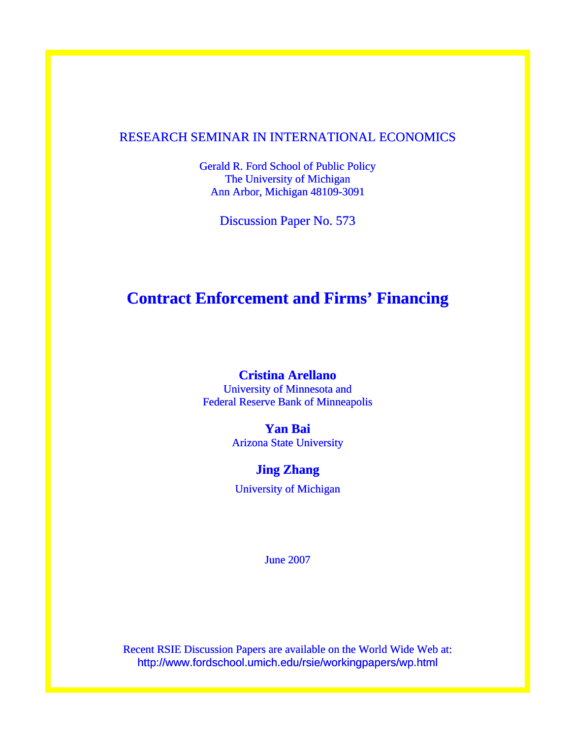RESEARCH SEMINAR IN INTERNATIONAL ECONOMICS

Gerald R. Ford School of Public Policy
The University of Michigan
Ann Arbor, Michigan 48109-3091

Discussion Paper No. 573

# Contract Enforcement and Firms' Financing

**Cristina Arellano**
University of Minnesota and
Federal Reserve Bank of Minneapolis

**Yan Bai**
Arizona State University

**Jing Zhang**
University of Michigan

June 2007

Recent RSIE Discussion Papers are available on the World Wide Web at:
http://www.fordschool.umich.edu/rsie/workingpapers/wp.html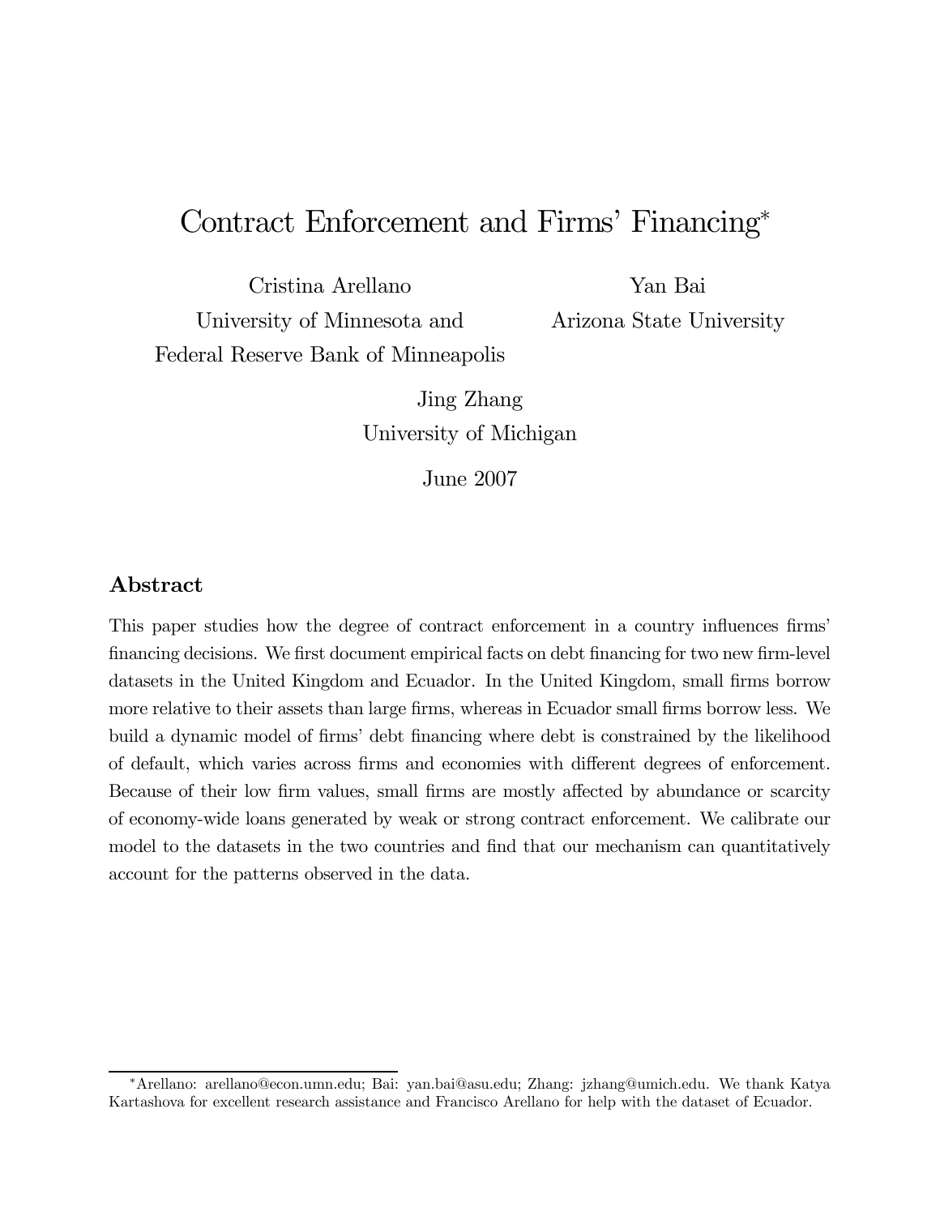# Contract Enforcement and Firms' Financing*

Cristina Arellano
University of Minnesota and
Federal Reserve Bank of Minneapolis

Yan Bai
Arizona State University

Jing Zhang
University of Michigan

June 2007

## Abstract

This paper studies how the degree of contract enforcement in a country influences firms' financing decisions. We first document empirical facts on debt financing for two new firm-level datasets in the United Kingdom and Ecuador. In the United Kingdom, small firms borrow more relative to their assets than large firms, whereas in Ecuador small firms borrow less. We build a dynamic model of firms' debt financing where debt is constrained by the likelihood of default, which varies across firms and economies with different degrees of enforcement. Because of their low firm values, small firms are mostly affected by abundance or scarcity of economy-wide loans generated by weak or strong contract enforcement. We calibrate our model to the datasets in the two countries and find that our mechanism can quantitatively account for the patterns observed in the data.

---

*Arellano: arellano@econ.umn.edu; Bai: yan.bai@asu.edu; Zhang: jzhang@umich.edu. We thank Katya Kartashova for excellent research assistance and Francisco Arellano for help with the dataset of Ecuador.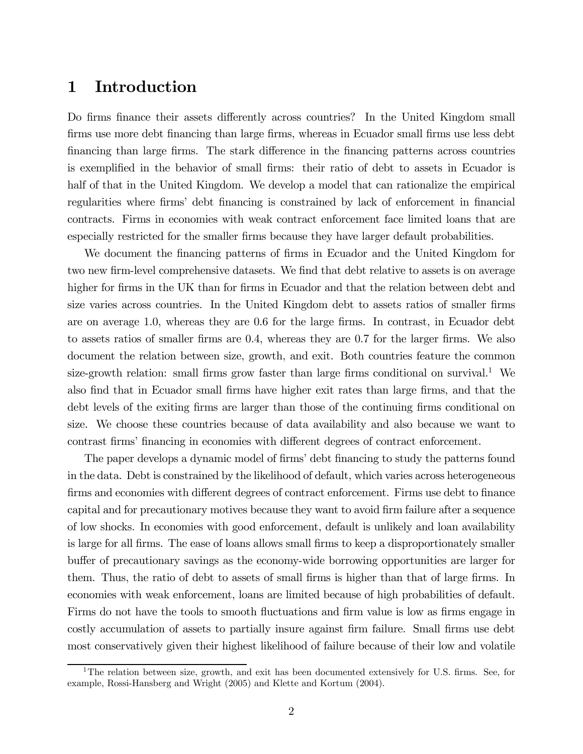# 1 Introduction

Do firms finance their assets differently across countries? In the United Kingdom small firms use more debt financing than large firms, whereas in Ecuador small firms use less debt financing than large firms. The stark difference in the financing patterns across countries is exemplified in the behavior of small firms: their ratio of debt to assets in Ecuador is half of that in the United Kingdom. We develop a model that can rationalize the empirical regularities where firms' debt financing is constrained by lack of enforcement in financial contracts. Firms in economies with weak contract enforcement face limited loans that are especially restricted for the smaller firms because they have larger default probabilities.

We document the financing patterns of firms in Ecuador and the United Kingdom for two new firm-level comprehensive datasets. We find that debt relative to assets is on average higher for firms in the UK than for firms in Ecuador and that the relation between debt and size varies across countries. In the United Kingdom debt to assets ratios of smaller firms are on average 1.0, whereas they are 0.6 for the large firms. In contrast, in Ecuador debt to assets ratios of smaller firms are 0.4, whereas they are 0.7 for the larger firms. We also document the relation between size, growth, and exit. Both countries feature the common size-growth relation: small firms grow faster than large firms conditional on survival.[1] We also find that in Ecuador small firms have higher exit rates than large firms, and that the debt levels of the exiting firms are larger than those of the continuing firms conditional on size. We choose these countries because of data availability and also because we want to contrast firms' financing in economies with different degrees of contract enforcement.

The paper develops a dynamic model of firms' debt financing to study the patterns found in the data. Debt is constrained by the likelihood of default, which varies across heterogeneous firms and economies with different degrees of contract enforcement. Firms use debt to finance capital and for precautionary motives because they want to avoid firm failure after a sequence of low shocks. In economies with good enforcement, default is unlikely and loan availability is large for all firms. The ease of loans allows small firms to keep a disproportionately smaller buffer of precautionary savings as the economy-wide borrowing opportunities are larger for them. Thus, the ratio of debt to assets of small firms is higher than that of large firms. In economies with weak enforcement, loans are limited because of high probabilities of default. Firms do not have the tools to smooth fluctuations and firm value is low as firms engage in costly accumulation of assets to partially insure against firm failure. Small firms use debt most conservatively given their highest likelihood of failure because of their low and volatile

[1] The relation between size, growth, and exit has been documented extensively for U.S. firms. See, for example, Rossi-Hansberg and Wright (2005) and Klette and Kortum (2004).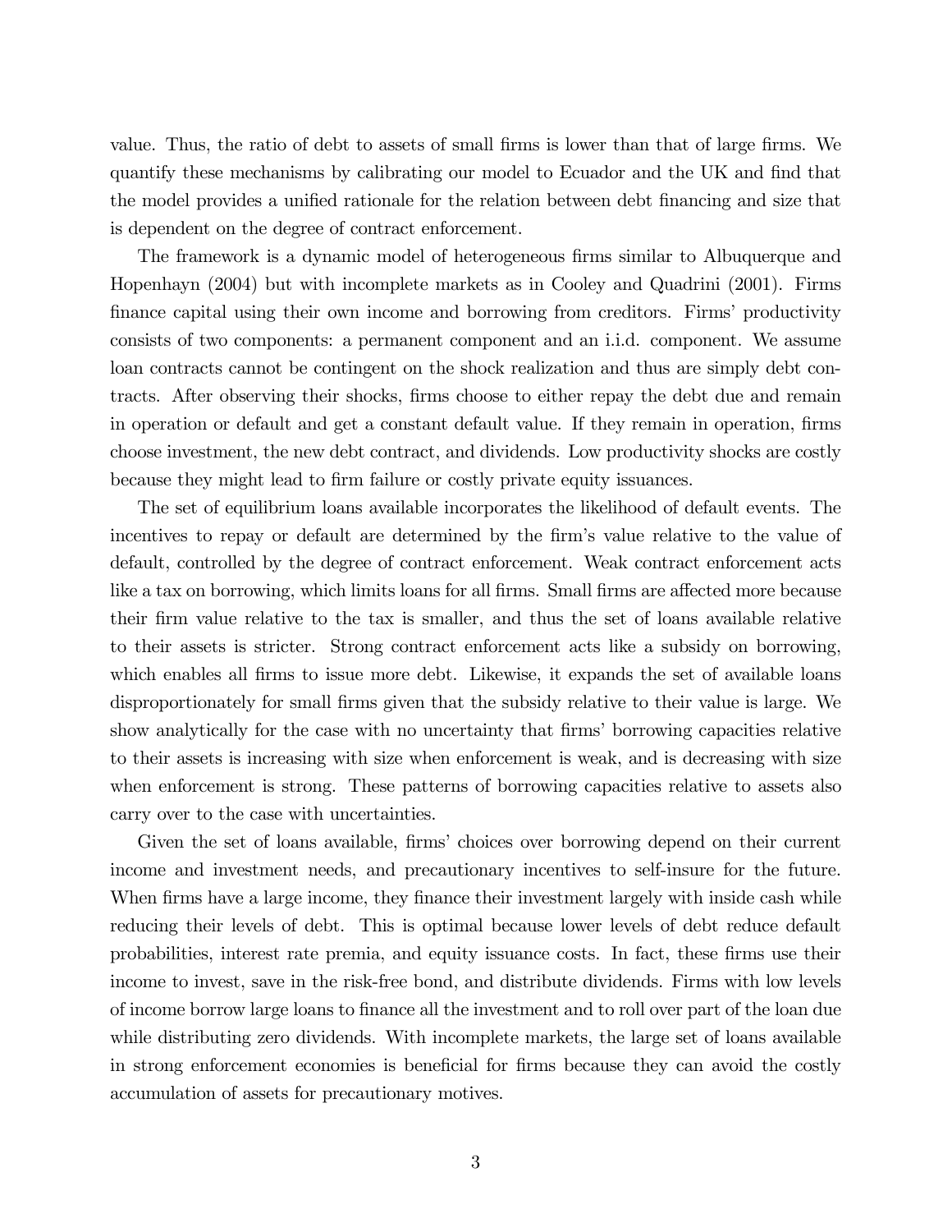value. Thus, the ratio of debt to assets of small firms is lower than that of large firms. We quantify these mechanisms by calibrating our model to Ecuador and the UK and find that the model provides a unified rationale for the relation between debt financing and size that is dependent on the degree of contract enforcement.

The framework is a dynamic model of heterogeneous firms similar to Albuquerque and Hopenhayn (2004) but with incomplete markets as in Cooley and Quadrini (2001). Firms finance capital using their own income and borrowing from creditors. Firms' productivity consists of two components: a permanent component and an i.i.d. component. We assume loan contracts cannot be contingent on the shock realization and thus are simply debt contracts. After observing their shocks, firms choose to either repay the debt due and remain in operation or default and get a constant default value. If they remain in operation, firms choose investment, the new debt contract, and dividends. Low productivity shocks are costly because they might lead to firm failure or costly private equity issuances.

The set of equilibrium loans available incorporates the likelihood of default events. The incentives to repay or default are determined by the firm's value relative to the value of default, controlled by the degree of contract enforcement. Weak contract enforcement acts like a tax on borrowing, which limits loans for all firms. Small firms are affected more because their firm value relative to the tax is smaller, and thus the set of loans available relative to their assets is stricter. Strong contract enforcement acts like a subsidy on borrowing, which enables all firms to issue more debt. Likewise, it expands the set of available loans disproportionately for small firms given that the subsidy relative to their value is large. We show analytically for the case with no uncertainty that firms' borrowing capacities relative to their assets is increasing with size when enforcement is weak, and is decreasing with size when enforcement is strong. These patterns of borrowing capacities relative to assets also carry over to the case with uncertainties.

Given the set of loans available, firms' choices over borrowing depend on their current income and investment needs, and precautionary incentives to self-insure for the future. When firms have a large income, they finance their investment largely with inside cash while reducing their levels of debt. This is optimal because lower levels of debt reduce default probabilities, interest rate premia, and equity issuance costs. In fact, these firms use their income to invest, save in the risk-free bond, and distribute dividends. Firms with low levels of income borrow large loans to finance all the investment and to roll over part of the loan due while distributing zero dividends. With incomplete markets, the large set of loans available in strong enforcement economies is beneficial for firms because they can avoid the costly accumulation of assets for precautionary motives.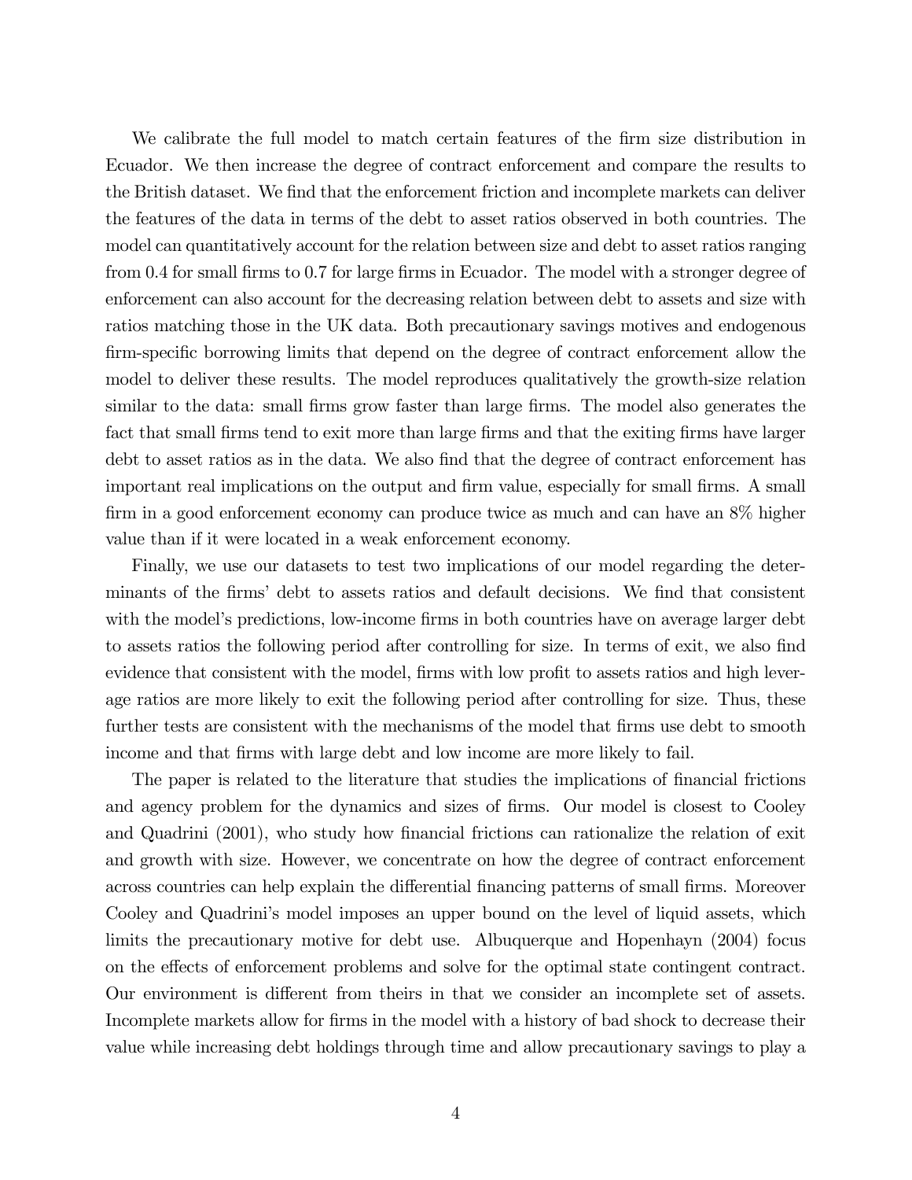We calibrate the full model to match certain features of the firm size distribution in Ecuador. We then increase the degree of contract enforcement and compare the results to the British dataset. We find that the enforcement friction and incomplete markets can deliver the features of the data in terms of the debt to asset ratios observed in both countries. The model can quantitatively account for the relation between size and debt to asset ratios ranging from 0.4 for small firms to 0.7 for large firms in Ecuador. The model with a stronger degree of enforcement can also account for the decreasing relation between debt to assets and size with ratios matching those in the UK data. Both precautionary savings motives and endogenous firm-specific borrowing limits that depend on the degree of contract enforcement allow the model to deliver these results. The model reproduces qualitatively the growth-size relation similar to the data: small firms grow faster than large firms. The model also generates the fact that small firms tend to exit more than large firms and that the exiting firms have larger debt to asset ratios as in the data. We also find that the degree of contract enforcement has important real implications on the output and firm value, especially for small firms. A small firm in a good enforcement economy can produce twice as much and can have an 8% higher value than if it were located in a weak enforcement economy.

Finally, we use our datasets to test two implications of our model regarding the determinants of the firms' debt to assets ratios and default decisions. We find that consistent with the model's predictions, low-income firms in both countries have on average larger debt to assets ratios the following period after controlling for size. In terms of exit, we also find evidence that consistent with the model, firms with low profit to assets ratios and high leverage ratios are more likely to exit the following period after controlling for size. Thus, these further tests are consistent with the mechanisms of the model that firms use debt to smooth income and that firms with large debt and low income are more likely to fail.

The paper is related to the literature that studies the implications of financial frictions and agency problem for the dynamics and sizes of firms. Our model is closest to Cooley and Quadrini (2001), who study how financial frictions can rationalize the relation of exit and growth with size. However, we concentrate on how the degree of contract enforcement across countries can help explain the differential financing patterns of small firms. Moreover Cooley and Quadrini's model imposes an upper bound on the level of liquid assets, which limits the precautionary motive for debt use. Albuquerque and Hopenhayn (2004) focus on the effects of enforcement problems and solve for the optimal state contingent contract. Our environment is different from theirs in that we consider an incomplete set of assets. Incomplete markets allow for firms in the model with a history of bad shock to decrease their value while increasing debt holdings through time and allow precautionary savings to play a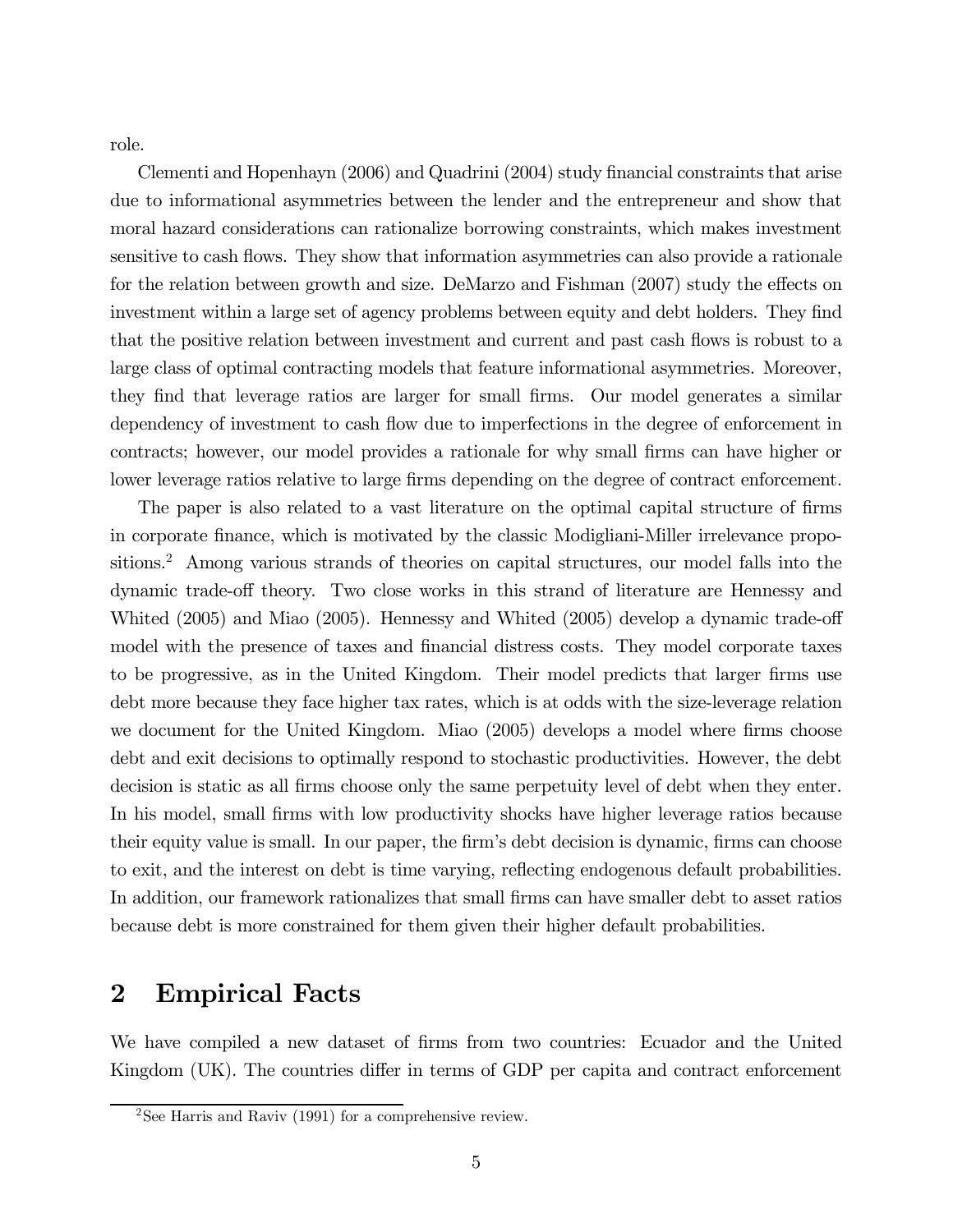role.

Clementi and Hopenhayn (2006) and Quadrini (2004) study financial constraints that arise due to informational asymmetries between the lender and the entrepreneur and show that moral hazard considerations can rationalize borrowing constraints, which makes investment sensitive to cash flows. They show that information asymmetries can also provide a rationale for the relation between growth and size. DeMarzo and Fishman (2007) study the effects on investment within a large set of agency problems between equity and debt holders. They find that the positive relation between investment and current and past cash flows is robust to a large class of optimal contracting models that feature informational asymmetries. Moreover, they find that leverage ratios are larger for small firms. Our model generates a similar dependency of investment to cash flow due to imperfections in the degree of enforcement in contracts; however, our model provides a rationale for why small firms can have higher or lower leverage ratios relative to large firms depending on the degree of contract enforcement.

The paper is also related to a vast literature on the optimal capital structure of firms in corporate finance, which is motivated by the classic Modigliani-Miller irrelevance propositions.[2] Among various strands of theories on capital structures, our model falls into the dynamic trade-off theory. Two close works in this strand of literature are Hennessy and Whited (2005) and Miao (2005). Hennessy and Whited (2005) develop a dynamic trade-off model with the presence of taxes and financial distress costs. They model corporate taxes to be progressive, as in the United Kingdom. Their model predicts that larger firms use debt more because they face higher tax rates, which is at odds with the size-leverage relation we document for the United Kingdom. Miao (2005) develops a model where firms choose debt and exit decisions to optimally respond to stochastic productivities. However, the debt decision is static as all firms choose only the same perpetuity level of debt when they enter. In his model, small firms with low productivity shocks have higher leverage ratios because their equity value is small. In our paper, the firm's debt decision is dynamic, firms can choose to exit, and the interest on debt is time varying, reflecting endogenous default probabilities. In addition, our framework rationalizes that small firms can have smaller debt to asset ratios because debt is more constrained for them given their higher default probabilities.

## 2 Empirical Facts

We have compiled a new dataset of firms from two countries: Ecuador and the United Kingdom (UK). The countries differ in terms of GDP per capita and contract enforcement

[2] See Harris and Raviv (1991) for a comprehensive review.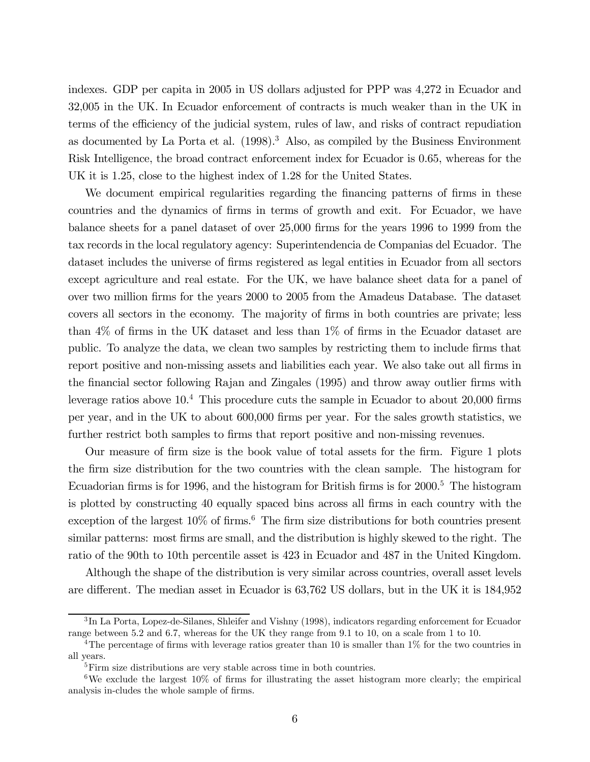indexes. GDP per capita in 2005 in US dollars adjusted for PPP was 4,272 in Ecuador and 32,005 in the UK. In Ecuador enforcement of contracts is much weaker than in the UK in terms of the efficiency of the judicial system, rules of law, and risks of contract repudiation as documented by La Porta et al. (1998).[3] Also, as compiled by the Business Environment Risk Intelligence, the broad contract enforcement index for Ecuador is 0.65, whereas for the UK it is 1.25, close to the highest index of 1.28 for the United States.

We document empirical regularities regarding the financing patterns of firms in these countries and the dynamics of firms in terms of growth and exit. For Ecuador, we have balance sheets for a panel dataset of over 25,000 firms for the years 1996 to 1999 from the tax records in the local regulatory agency: Superintendencia de Companias del Ecuador. The dataset includes the universe of firms registered as legal entities in Ecuador from all sectors except agriculture and real estate. For the UK, we have balance sheet data for a panel of over two million firms for the years 2000 to 2005 from the Amadeus Database. The dataset covers all sectors in the economy. The majority of firms in both countries are private; less than 4% of firms in the UK dataset and less than 1% of firms in the Ecuador dataset are public. To analyze the data, we clean two samples by restricting them to include firms that report positive and non-missing assets and liabilities each year. We also take out all firms in the financial sector following Rajan and Zingales (1995) and throw away outlier firms with leverage ratios above 10.[4] This procedure cuts the sample in Ecuador to about 20,000 firms per year, and in the UK to about 600,000 firms per year. For the sales growth statistics, we further restrict both samples to firms that report positive and non-missing revenues.

Our measure of firm size is the book value of total assets for the firm. Figure 1 plots the firm size distribution for the two countries with the clean sample. The histogram for Ecuadorian firms is for 1996, and the histogram for British firms is for 2000.[5] The histogram is plotted by constructing 40 equally spaced bins across all firms in each country with the exception of the largest 10% of firms.[6] The firm size distributions for both countries present similar patterns: most firms are small, and the distribution is highly skewed to the right. The ratio of the 90th to 10th percentile asset is 423 in Ecuador and 487 in the United Kingdom.

Although the shape of the distribution is very similar across countries, overall asset levels are different. The median asset in Ecuador is 63,762 US dollars, but in the UK it is 184,952

[3] In La Porta, Lopez-de-Silanes, Shleifer and Vishny (1998), indicators regarding enforcement for Ecuador range between 5.2 and 6.7, whereas for the UK they range from 9.1 to 10, on a scale from 1 to 10.

[4] The percentage of firms with leverage ratios greater than 10 is smaller than 1% for the two countries in all years.

[5] Firm size distributions are very stable across time in both countries.

[6] We exclude the largest 10% of firms for illustrating the asset histogram more clearly; the empirical analysis in-cludes the whole sample of firms.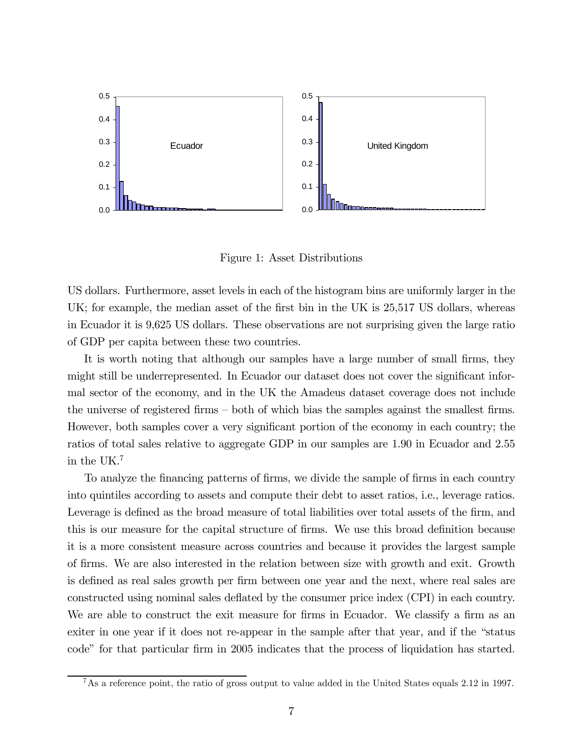Figure 1: Asset Distributions

US dollars. Furthermore, asset levels in each of the histogram bins are uniformly larger in the UK; for example, the median asset of the first bin in the UK is 25,517 US dollars, whereas in Ecuador it is 9,625 US dollars. These observations are not surprising given the large ratio of GDP per capita between these two countries.

It is worth noting that although our samples have a large number of small firms, they might still be underrepresented. In Ecuador our dataset does not cover the significant informal sector of the economy, and in the UK the Amadeus dataset coverage does not include the universe of registered firms – both of which bias the samples against the smallest firms. However, both samples cover a very significant portion of the economy in each country; the ratios of total sales relative to aggregate GDP in our samples are 1.90 in Ecuador and 2.55 in the UK.[7]

To analyze the financing patterns of firms, we divide the sample of firms in each country into quintiles according to assets and compute their debt to asset ratios, i.e., leverage ratios. Leverage is defined as the broad measure of total liabilities over total assets of the firm, and this is our measure for the capital structure of firms. We use this broad definition because it is a more consistent measure across countries and because it provides the largest sample of firms. We are also interested in the relation between size with growth and exit. Growth is defined as real sales growth per firm between one year and the next, where real sales are constructed using nominal sales deflated by the consumer price index (CPI) in each country. We are able to construct the exit measure for firms in Ecuador. We classify a firm as an exiter in one year if it does not re-appear in the sample after that year, and if the "status code" for that particular firm in 2005 indicates that the process of liquidation has started.

[7] As a reference point, the ratio of gross output to value added in the United States equals 2.12 in 1997.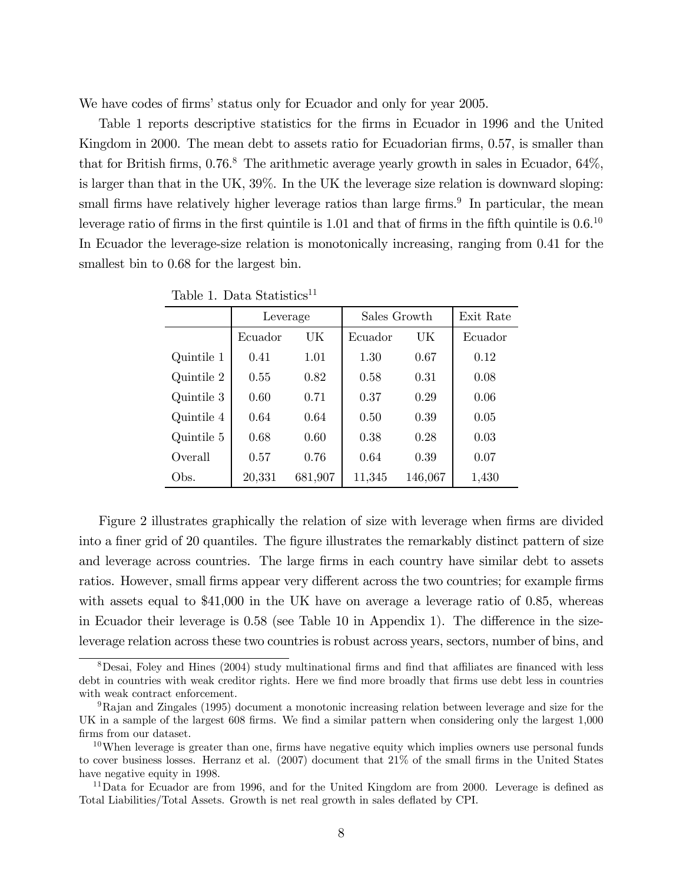We have codes of firms' status only for Ecuador and only for year 2005.

Table 1 reports descriptive statistics for the firms in Ecuador in 1996 and the United Kingdom in 2000. The mean debt to assets ratio for Ecuadorian firms, 0.57, is smaller than that for British firms, 0.76.[8] The arithmetic average yearly growth in sales in Ecuador, 64%, is larger than that in the UK, 39%. In the UK the leverage size relation is downward sloping: small firms have relatively higher leverage ratios than large firms.[9] In particular, the mean leverage ratio of firms in the first quintile is 1.01 and that of firms in the fifth quintile is 0.6.[10] In Ecuador the leverage-size relation is monotonically increasing, ranging from 0.41 for the smallest bin to 0.68 for the largest bin.

Table 1. Data Statistics[11]

| | Leverage | | Sales Growth | | Exit Rate |
|---|---|---|---|---|---|
| | Ecuador | UK | Ecuador | UK | Ecuador |
| Quintile 1 | 0.41 | 1.01 | 1.30 | 0.67 | 0.12 |
| Quintile 2 | 0.55 | 0.82 | 0.58 | 0.31 | 0.08 |
| Quintile 3 | 0.60 | 0.71 | 0.37 | 0.29 | 0.06 |
| Quintile 4 | 0.64 | 0.64 | 0.50 | 0.39 | 0.05 |
| Quintile 5 | 0.68 | 0.60 | 0.38 | 0.28 | 0.03 |
| Overall | 0.57 | 0.76 | 0.64 | 0.39 | 0.07 |
| Obs. | 20,331 | 681,907 | 11,345 | 146,067 | 1,430 |

Figure 2 illustrates graphically the relation of size with leverage when firms are divided into a finer grid of 20 quantiles. The figure illustrates the remarkably distinct pattern of size and leverage across countries. The large firms in each country have similar debt to assets ratios. However, small firms appear very different across the two countries; for example firms with assets equal to $41,000 in the UK have on average a leverage ratio of 0.85, whereas in Ecuador their leverage is 0.58 (see Table 10 in Appendix 1). The difference in the size-leverage relation across these two countries is robust across years, sectors, number of bins, and

[8] Desai, Foley and Hines (2004) study multinational firms and find that affiliates are financed with less debt in countries with weak creditor rights. Here we find more broadly that firms use debt less in countries with weak contract enforcement.

[9] Rajan and Zingales (1995) document a monotonic increasing relation between leverage and size for the UK in a sample of the largest 608 firms. We find a similar pattern when considering only the largest 1,000 firms from our dataset.

[10] When leverage is greater than one, firms have negative equity which implies owners use personal funds to cover business losses. Herranz et al. (2007) document that 21% of the small firms in the United States have negative equity in 1998.

[11] Data for Ecuador are from 1996, and for the United Kingdom are from 2000. Leverage is defined as Total Liabilities/Total Assets. Growth is net real growth in sales deflated by CPI.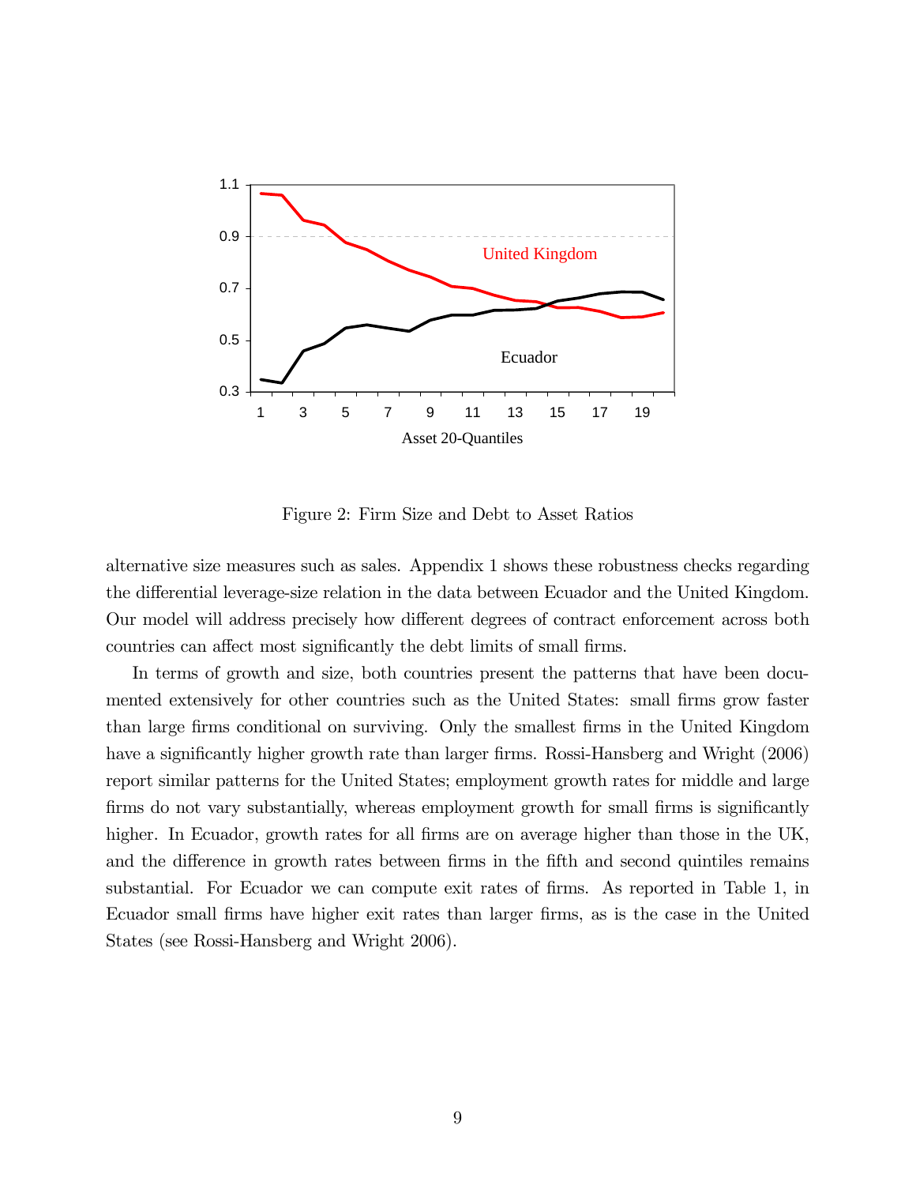Figure 2: Firm Size and Debt to Asset Ratios

alternative size measures such as sales. Appendix 1 shows these robustness checks regarding the differential leverage-size relation in the data between Ecuador and the United Kingdom. Our model will address precisely how different degrees of contract enforcement across both countries can affect most significantly the debt limits of small firms.

In terms of growth and size, both countries present the patterns that have been documented extensively for other countries such as the United States: small firms grow faster than large firms conditional on surviving. Only the smallest firms in the United Kingdom have a significantly higher growth rate than larger firms. Rossi-Hansberg and Wright (2006) report similar patterns for the United States; employment growth rates for middle and large firms do not vary substantially, whereas employment growth for small firms is significantly higher. In Ecuador, growth rates for all firms are on average higher than those in the UK, and the difference in growth rates between firms in the fifth and second quintiles remains substantial. For Ecuador we can compute exit rates of firms. As reported in Table 1, in Ecuador small firms have higher exit rates than larger firms, as is the case in the United States (see Rossi-Hansberg and Wright 2006).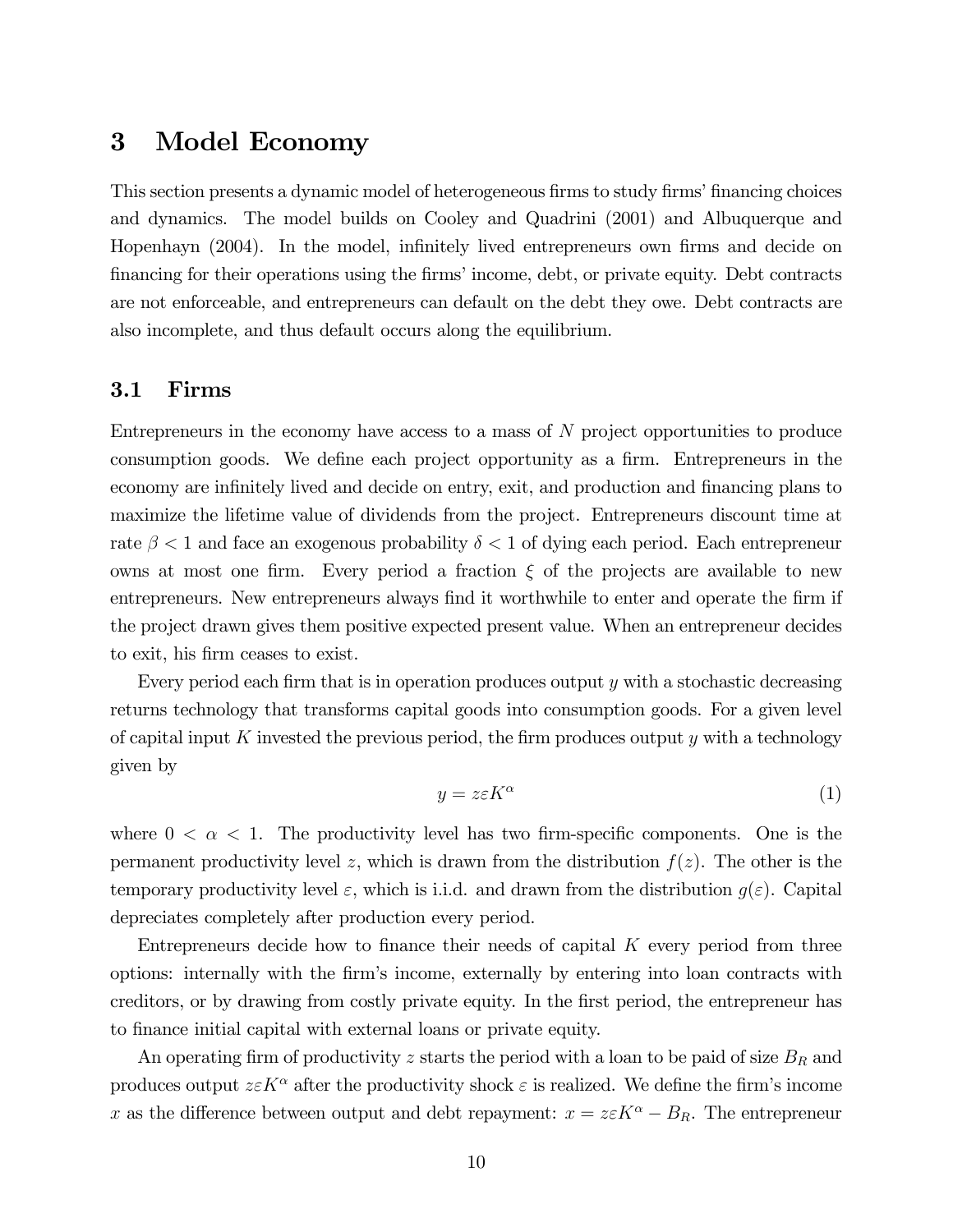# 3 Model Economy

This section presents a dynamic model of heterogeneous firms to study firms' financing choices and dynamics. The model builds on Cooley and Quadrini (2001) and Albuquerque and Hopenhayn (2004). In the model, infinitely lived entrepreneurs own firms and decide on financing for their operations using the firms' income, debt, or private equity. Debt contracts are not enforceable, and entrepreneurs can default on the debt they owe. Debt contracts are also incomplete, and thus default occurs along the equilibrium.

## 3.1 Firms

Entrepreneurs in the economy have access to a mass of $N$ project opportunities to produce consumption goods. We define each project opportunity as a firm. Entrepreneurs in the economy are infinitely lived and decide on entry, exit, and production and financing plans to maximize the lifetime value of dividends from the project. Entrepreneurs discount time at rate $\beta < 1$ and face an exogenous probability $\delta < 1$ of dying each period. Each entrepreneur owns at most one firm. Every period a fraction $\xi$ of the projects are available to new entrepreneurs. New entrepreneurs always find it worthwhile to enter and operate the firm if the project drawn gives them positive expected present value. When an entrepreneur decides to exit, his firm ceases to exist.

Every period each firm that is in operation produces output $y$ with a stochastic decreasing returns technology that transforms capital goods into consumption goods. For a given level of capital input $K$ invested the previous period, the firm produces output $y$ with a technology given by

$$y = z\varepsilon K^{\alpha} \tag{1}$$

where $0 < \alpha < 1$. The productivity level has two firm-specific components. One is the permanent productivity level $z$, which is drawn from the distribution $f(z)$. The other is the temporary productivity level $\varepsilon$, which is i.i.d. and drawn from the distribution $g(\varepsilon)$. Capital depreciates completely after production every period.

Entrepreneurs decide how to finance their needs of capital $K$ every period from three options: internally with the firm's income, externally by entering into loan contracts with creditors, or by drawing from costly private equity. In the first period, the entrepreneur has to finance initial capital with external loans or private equity.

An operating firm of productivity $z$ starts the period with a loan to be paid of size $B_R$ and produces output $z\varepsilon K^{\alpha}$ after the productivity shock $\varepsilon$ is realized. We define the firm's income $x$ as the difference between output and debt repayment: $x = z\varepsilon K^{\alpha} - B_R$. The entrepreneur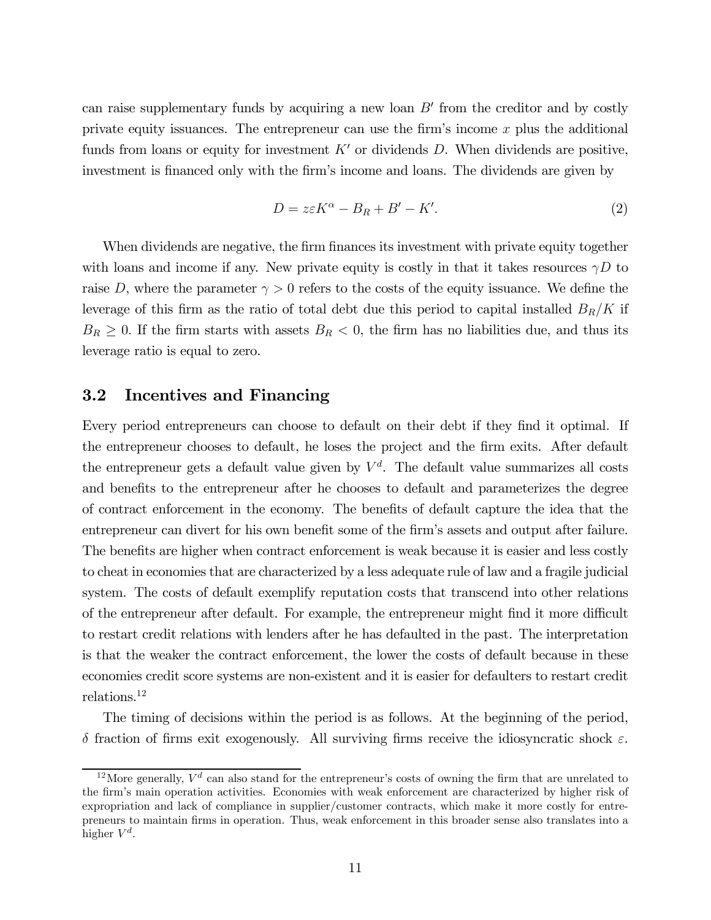can raise supplementary funds by acquiring a new loan $B'$ from the creditor and by costly private equity issuances. The entrepreneur can use the firm's income $x$ plus the additional funds from loans or equity for investment $K'$ or dividends $D$. When dividends are positive, investment is financed only with the firm's income and loans. The dividends are given by

$$D = z\varepsilon K^{\alpha} - B_R + B' - K'. \tag{2}$$

When dividends are negative, the firm finances its investment with private equity together with loans and income if any. New private equity is costly in that it takes resources $\gamma D$ to raise $D$, where the parameter $\gamma > 0$ refers to the costs of the equity issuance. We define the leverage of this firm as the ratio of total debt due this period to capital installed $B_R/K$ if $B_R \geq 0$. If the firm starts with assets $B_R < 0$, the firm has no liabilities due, and thus its leverage ratio is equal to zero.

## 3.2 Incentives and Financing

Every period entrepreneurs can choose to default on their debt if they find it optimal. If the entrepreneur chooses to default, he loses the project and the firm exits. After default the entrepreneur gets a default value given by $V^d$. The default value summarizes all costs and benefits to the entrepreneur after he chooses to default and parameterizes the degree of contract enforcement in the economy. The benefits of default capture the idea that the entrepreneur can divert for his own benefit some of the firm's assets and output after failure. The benefits are higher when contract enforcement is weak because it is easier and less costly to cheat in economies that are characterized by a less adequate rule of law and a fragile judicial system. The costs of default exemplify reputation costs that transcend into other relations of the entrepreneur after default. For example, the entrepreneur might find it more difficult to restart credit relations with lenders after he has defaulted in the past. The interpretation is that the weaker the contract enforcement, the lower the costs of default because in these economies credit score systems are non-existent and it is easier for defaulters to restart credit relations.[12]

The timing of decisions within the period is as follows. At the beginning of the period, $\delta$ fraction of firms exit exogenously. All surviving firms receive the idiosyncratic shock $\varepsilon$.

[12] More generally, $V^d$ can also stand for the entrepreneur's costs of owning the firm that are unrelated to the firm's main operation activities. Economies with weak enforcement are characterized by higher risk of expropriation and lack of compliance in supplier/customer contracts, which make it more costly for entrepreneurs to maintain firms in operation. Thus, weak enforcement in this broader sense also translates into a higher $V^d$.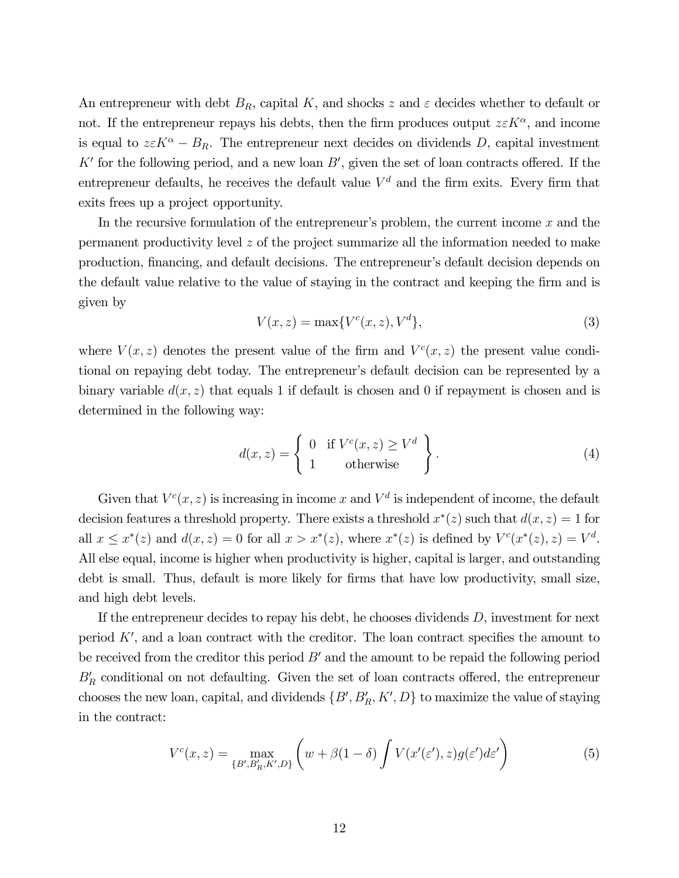An entrepreneur with debt $B_R$, capital $K$, and shocks $z$ and $\varepsilon$ decides whether to default or not. If the entrepreneur repays his debts, then the firm produces output $z\varepsilon K^{\alpha}$, and income is equal to $z\varepsilon K^{\alpha} - B_R$. The entrepreneur next decides on dividends $D$, capital investment $K'$ for the following period, and a new loan $B'$, given the set of loan contracts offered. If the entrepreneur defaults, he receives the default value $V^d$ and the firm exits. Every firm that exits frees up a project opportunity.

In the recursive formulation of the entrepreneur's problem, the current income $x$ and the permanent productivity level $z$ of the project summarize all the information needed to make production, financing, and default decisions. The entrepreneur's default decision depends on the default value relative to the value of staying in the contract and keeping the firm and is given by

$$V(x, z) = \max\{V^c(x, z), V^d\}, \tag{3}$$

where $V(x, z)$ denotes the present value of the firm and $V^c(x, z)$ the present value conditional on repaying debt today. The entrepreneur's default decision can be represented by a binary variable $d(x, z)$ that equals 1 if default is chosen and 0 if repayment is chosen and is determined in the following way:

$$d(x, z) = \left\{ \begin{array}{cc} 0 & \text{if } V^c(x, z) \geq V^d \\ 1 & \text{otherwise} \end{array} \right\}. \tag{4}$$

Given that $V^c(x, z)$ is increasing in income $x$ and $V^d$ is independent of income, the default decision features a threshold property. There exists a threshold $x^*(z)$ such that $d(x, z) = 1$ for all $x \leq x^*(z)$ and $d(x, z) = 0$ for all $x > x^*(z)$, where $x^*(z)$ is defined by $V^c(x^*(z), z) = V^d$. All else equal, income is higher when productivity is higher, capital is larger, and outstanding debt is small. Thus, default is more likely for firms that have low productivity, small size, and high debt levels.

If the entrepreneur decides to repay his debt, he chooses dividends $D$, investment for next period $K'$, and a loan contract with the creditor. The loan contract specifies the amount to be received from the creditor this period $B'$ and the amount to be repaid the following period $B'_R$ conditional on not defaulting. Given the set of loan contracts offered, the entrepreneur chooses the new loan, capital, and dividends $\{B', B'_R, K', D\}$ to maximize the value of staying in the contract:

$$V^c(x, z) = \max_{\{B', B'_R, K', D\}} \left( w + \beta(1 - \delta) \int V(x'(\varepsilon'), z) g(\varepsilon') d\varepsilon' \right) \tag{5}$$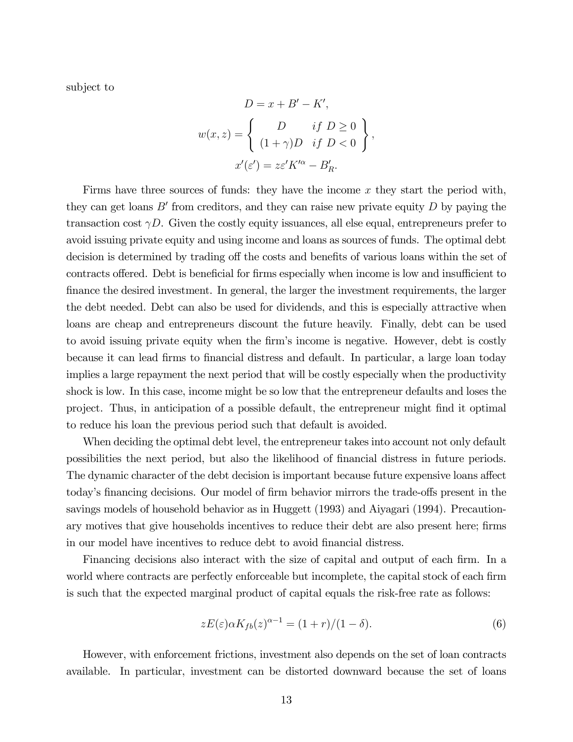subject to

$$D = x + B' - K',$$

$$w(x,z) = \left\{ \begin{array}{cc} D & if\ D \geq 0 \\ (1+\gamma)D & if\ D < 0 \end{array} \right\},$$

$$x'(\varepsilon') = z\varepsilon' K'^{\alpha} - B'_R.$$

Firms have three sources of funds: they have the income $x$ they start the period with, they can get loans $B'$ from creditors, and they can raise new private equity $D$ by paying the transaction cost $\gamma D$. Given the costly equity issuances, all else equal, entrepreneurs prefer to avoid issuing private equity and using income and loans as sources of funds. The optimal debt decision is determined by trading off the costs and benefits of various loans within the set of contracts offered. Debt is beneficial for firms especially when income is low and insufficient to finance the desired investment. In general, the larger the investment requirements, the larger the debt needed. Debt can also be used for dividends, and this is especially attractive when loans are cheap and entrepreneurs discount the future heavily. Finally, debt can be used to avoid issuing private equity when the firm's income is negative. However, debt is costly because it can lead firms to financial distress and default. In particular, a large loan today implies a large repayment the next period that will be costly especially when the productivity shock is low. In this case, income might be so low that the entrepreneur defaults and loses the project. Thus, in anticipation of a possible default, the entrepreneur might find it optimal to reduce his loan the previous period such that default is avoided.

When deciding the optimal debt level, the entrepreneur takes into account not only default possibilities the next period, but also the likelihood of financial distress in future periods. The dynamic character of the debt decision is important because future expensive loans affect today's financing decisions. Our model of firm behavior mirrors the trade-offs present in the savings models of household behavior as in Huggett (1993) and Aiyagari (1994). Precautionary motives that give households incentives to reduce their debt are also present here; firms in our model have incentives to reduce debt to avoid financial distress.

Financing decisions also interact with the size of capital and output of each firm. In a world where contracts are perfectly enforceable but incomplete, the capital stock of each firm is such that the expected marginal product of capital equals the risk-free rate as follows:

$$zE(\varepsilon)\alpha K_{fb}(z)^{\alpha-1} = (1+r)/(1-\delta). \tag{6}$$

However, with enforcement frictions, investment also depends on the set of loan contracts available. In particular, investment can be distorted downward because the set of loans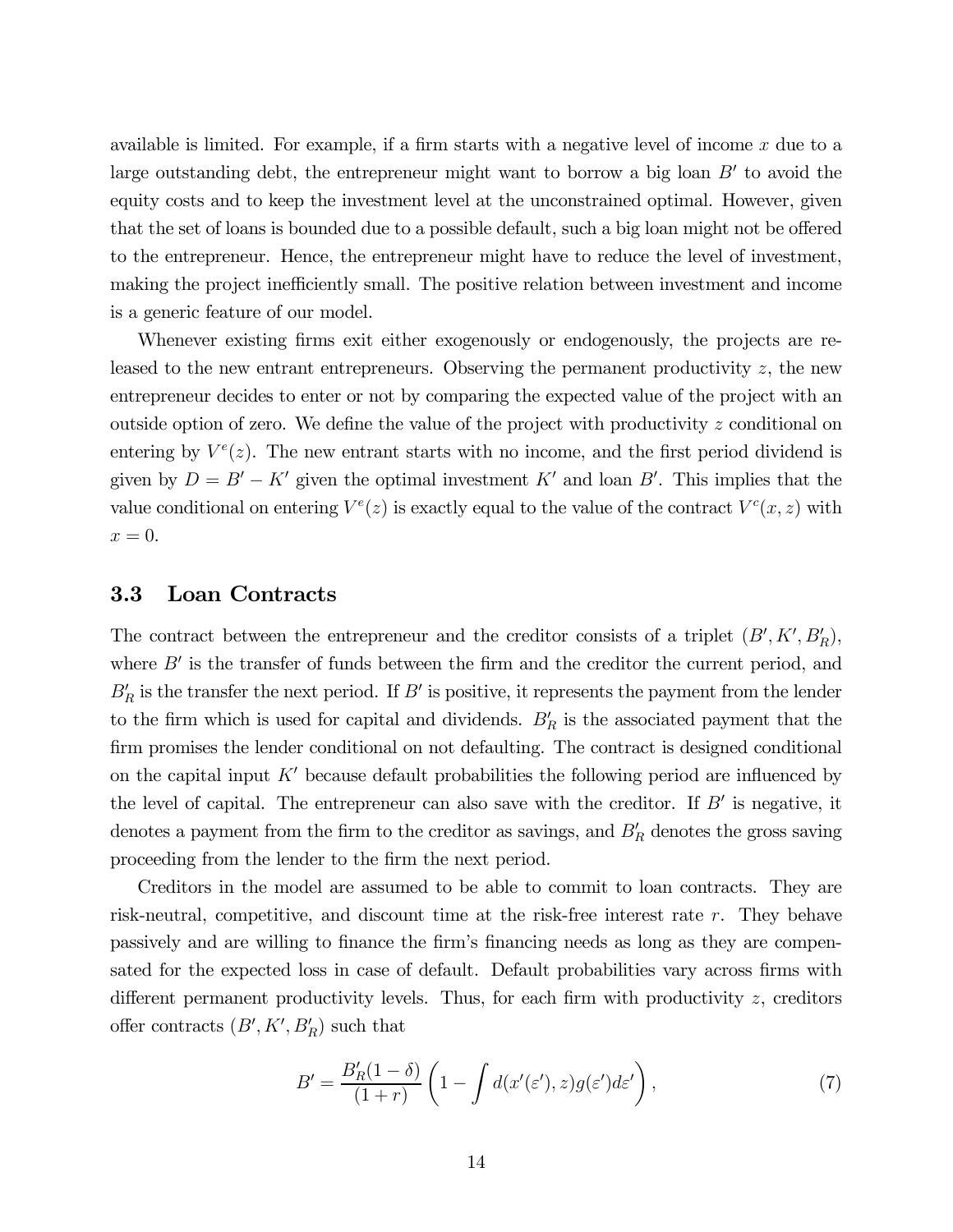available is limited. For example, if a firm starts with a negative level of income $x$ due to a large outstanding debt, the entrepreneur might want to borrow a big loan $B'$ to avoid the equity costs and to keep the investment level at the unconstrained optimal. However, given that the set of loans is bounded due to a possible default, such a big loan might not be offered to the entrepreneur. Hence, the entrepreneur might have to reduce the level of investment, making the project inefficiently small. The positive relation between investment and income is a generic feature of our model.

Whenever existing firms exit either exogenously or endogenously, the projects are released to the new entrant entrepreneurs. Observing the permanent productivity $z$, the new entrepreneur decides to enter or not by comparing the expected value of the project with an outside option of zero. We define the value of the project with productivity $z$ conditional on entering by $V^e(z)$. The new entrant starts with no income, and the first period dividend is given by $D = B' - K'$ given the optimal investment $K'$ and loan $B'$. This implies that the value conditional on entering $V^e(z)$ is exactly equal to the value of the contract $V^c(x, z)$ with $x = 0$.

## 3.3 Loan Contracts

The contract between the entrepreneur and the creditor consists of a triplet $(B', K', B'_R)$, where $B'$ is the transfer of funds between the firm and the creditor the current period, and $B'_R$ is the transfer the next period. If $B'$ is positive, it represents the payment from the lender to the firm which is used for capital and dividends. $B'_R$ is the associated payment that the firm promises the lender conditional on not defaulting. The contract is designed conditional on the capital input $K'$ because default probabilities the following period are influenced by the level of capital. The entrepreneur can also save with the creditor. If $B'$ is negative, it denotes a payment from the firm to the creditor as savings, and $B'_R$ denotes the gross saving proceeding from the lender to the firm the next period.

Creditors in the model are assumed to be able to commit to loan contracts. They are risk-neutral, competitive, and discount time at the risk-free interest rate $r$. They behave passively and are willing to finance the firm's financing needs as long as they are compensated for the expected loss in case of default. Default probabilities vary across firms with different permanent productivity levels. Thus, for each firm with productivity $z$, creditors offer contracts $(B', K', B'_R)$ such that

$$B' = \frac{B'_R(1-\delta)}{(1+r)} \left(1 - \int d(x'(\varepsilon'), z) g(\varepsilon') d\varepsilon'\right), \tag{7}$$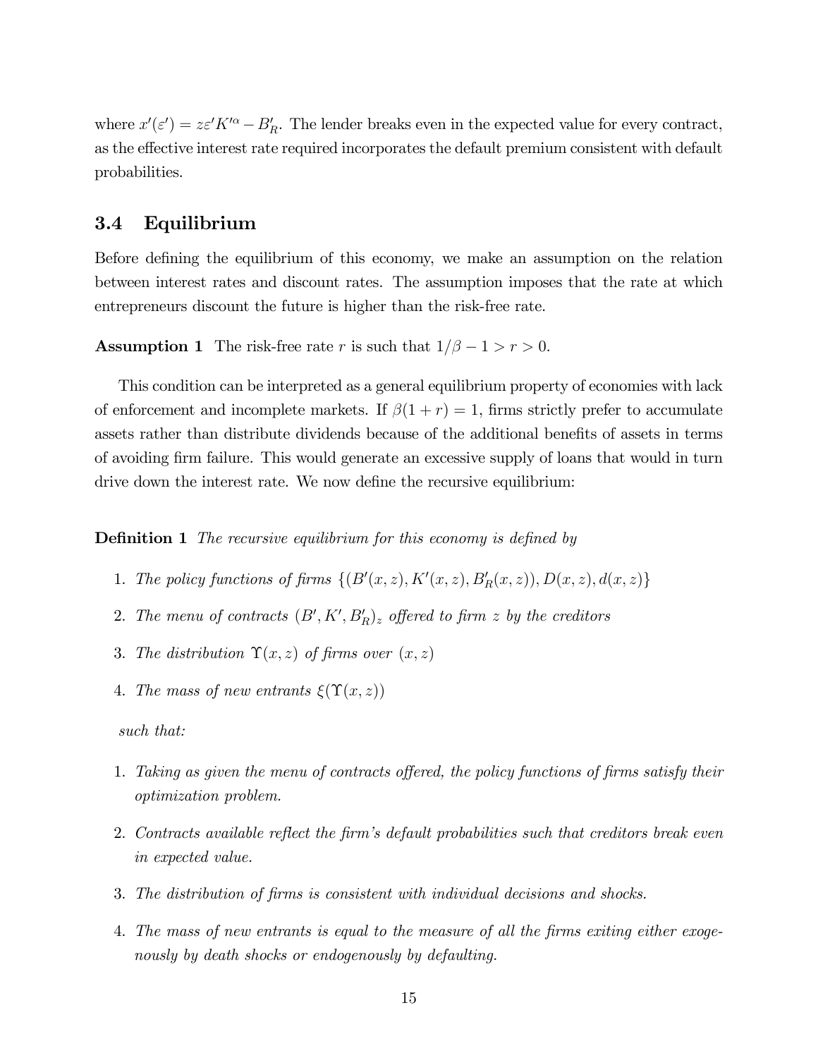where $x'(\varepsilon') = z\varepsilon' K'^{\alpha} - B'_R$. The lender breaks even in the expected value for every contract, as the effective interest rate required incorporates the default premium consistent with default probabilities.

### 3.4 Equilibrium

Before defining the equilibrium of this economy, we make an assumption on the relation between interest rates and discount rates. The assumption imposes that the rate at which entrepreneurs discount the future is higher than the risk-free rate.

**Assumption 1** The risk-free rate $r$ is such that $1/\beta - 1 > r > 0$.

This condition can be interpreted as a general equilibrium property of economies with lack of enforcement and incomplete markets. If $\beta(1 + r) = 1$, firms strictly prefer to accumulate assets rather than distribute dividends because of the additional benefits of assets in terms of avoiding firm failure. This would generate an excessive supply of loans that would in turn drive down the interest rate. We now define the recursive equilibrium:

**Definition 1** *The recursive equilibrium for this economy is defined by*

1. *The policy functions of firms* $\{(B'(x, z), K'(x, z), B'_R(x, z)), D(x, z), d(x, z)\}$
2. *The menu of contracts* $(B', K', B'_R)_z$ *offered to firm* $z$ *by the creditors*
3. *The distribution* $\Upsilon(x, z)$ *of firms over* $(x, z)$
4. *The mass of new entrants* $\xi(\Upsilon(x, z))$

*such that:*

1. *Taking as given the menu of contracts offered, the policy functions of firms satisfy their optimization problem.*
2. *Contracts available reflect the firm's default probabilities such that creditors break even in expected value.*
3. *The distribution of firms is consistent with individual decisions and shocks.*
4. *The mass of new entrants is equal to the measure of all the firms exiting either exogenously by death shocks or endogenously by defaulting.*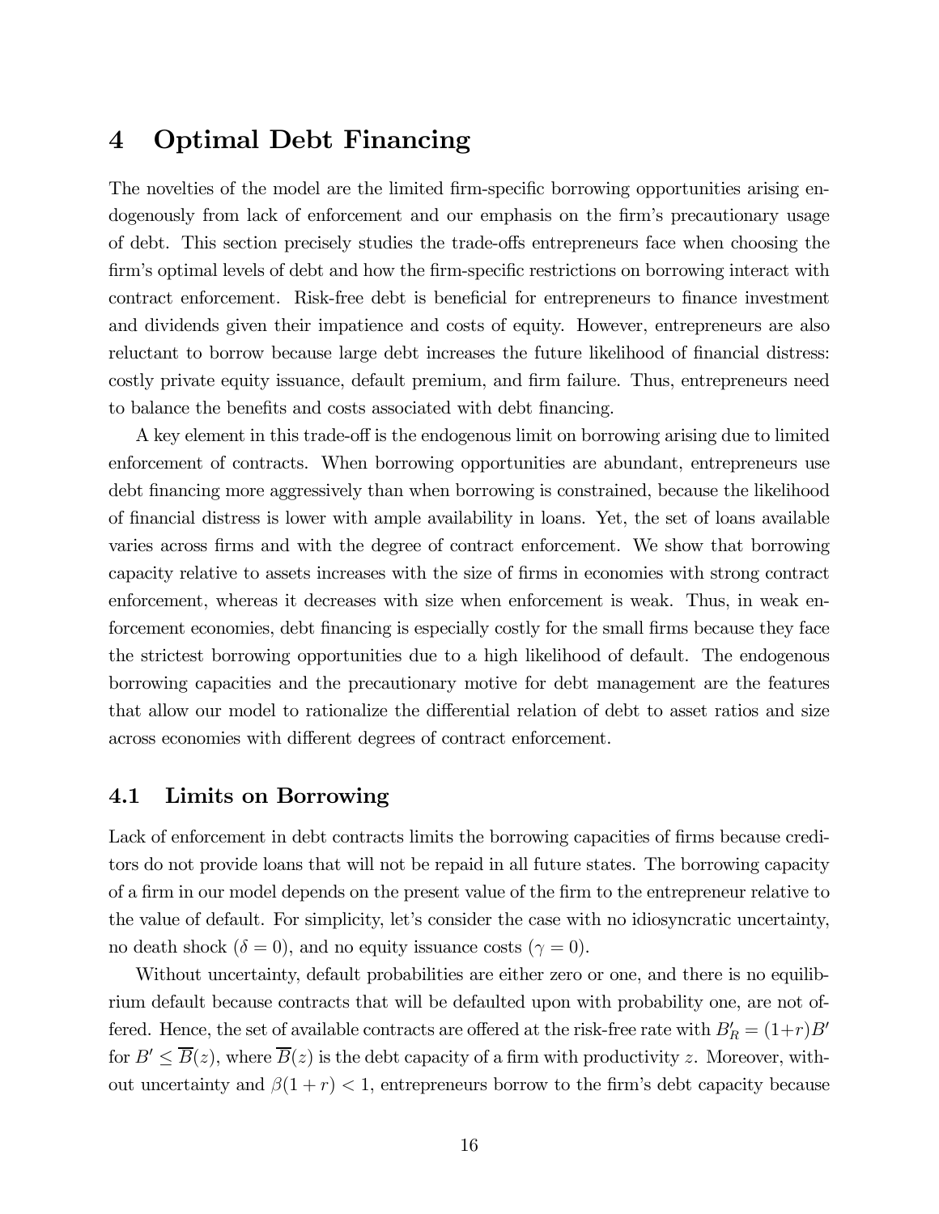# 4 Optimal Debt Financing

The novelties of the model are the limited firm-specific borrowing opportunities arising endogenously from lack of enforcement and our emphasis on the firm's precautionary usage of debt. This section precisely studies the trade-offs entrepreneurs face when choosing the firm's optimal levels of debt and how the firm-specific restrictions on borrowing interact with contract enforcement. Risk-free debt is beneficial for entrepreneurs to finance investment and dividends given their impatience and costs of equity. However, entrepreneurs are also reluctant to borrow because large debt increases the future likelihood of financial distress: costly private equity issuance, default premium, and firm failure. Thus, entrepreneurs need to balance the benefits and costs associated with debt financing.

A key element in this trade-off is the endogenous limit on borrowing arising due to limited enforcement of contracts. When borrowing opportunities are abundant, entrepreneurs use debt financing more aggressively than when borrowing is constrained, because the likelihood of financial distress is lower with ample availability in loans. Yet, the set of loans available varies across firms and with the degree of contract enforcement. We show that borrowing capacity relative to assets increases with the size of firms in economies with strong contract enforcement, whereas it decreases with size when enforcement is weak. Thus, in weak enforcement economies, debt financing is especially costly for the small firms because they face the strictest borrowing opportunities due to a high likelihood of default. The endogenous borrowing capacities and the precautionary motive for debt management are the features that allow our model to rationalize the differential relation of debt to asset ratios and size across economies with different degrees of contract enforcement.

## 4.1 Limits on Borrowing

Lack of enforcement in debt contracts limits the borrowing capacities of firms because creditors do not provide loans that will not be repaid in all future states. The borrowing capacity of a firm in our model depends on the present value of the firm to the entrepreneur relative to the value of default. For simplicity, let's consider the case with no idiosyncratic uncertainty, no death shock ($\delta = 0$), and no equity issuance costs ($\gamma = 0$).

Without uncertainty, default probabilities are either zero or one, and there is no equilibrium default because contracts that will be defaulted upon with probability one, are not offered. Hence, the set of available contracts are offered at the risk-free rate with $B_R' = (1+r)B'$ for $B' \leq \overline{B}(z)$, where $\overline{B}(z)$ is the debt capacity of a firm with productivity $z$. Moreover, without uncertainty and $\beta(1+r) < 1$, entrepreneurs borrow to the firm's debt capacity because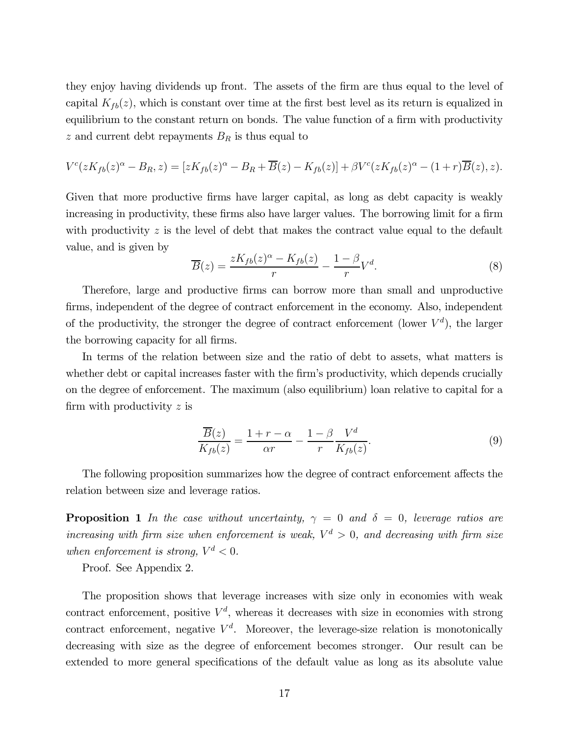they enjoy having dividends up front. The assets of the firm are thus equal to the level of capital $K_{fb}(z)$, which is constant over time at the first best level as its return is equalized in equilibrium to the constant return on bonds. The value function of a firm with productivity $z$ and current debt repayments $B_R$ is thus equal to

$$V^c(zK_{fb}(z)^\alpha - B_R, z) = [zK_{fb}(z)^\alpha - B_R + \overline{B}(z) - K_{fb}(z)] + \beta V^c(zK_{fb}(z)^\alpha - (1+r)\overline{B}(z), z).$$

Given that more productive firms have larger capital, as long as debt capacity is weakly increasing in productivity, these firms also have larger values. The borrowing limit for a firm with productivity $z$ is the level of debt that makes the contract value equal to the default value, and is given by

$$\overline{B}(z) = \frac{zK_{fb}(z)^\alpha - K_{fb}(z)}{r} - \frac{1-\beta}{r}V^d. \tag{8}$$

Therefore, large and productive firms can borrow more than small and unproductive firms, independent of the degree of contract enforcement in the economy. Also, independent of the productivity, the stronger the degree of contract enforcement (lower $V^d$), the larger the borrowing capacity for all firms.

In terms of the relation between size and the ratio of debt to assets, what matters is whether debt or capital increases faster with the firm's productivity, which depends crucially on the degree of enforcement. The maximum (also equilibrium) loan relative to capital for a firm with productivity $z$ is

$$\frac{\overline{B}(z)}{K_{fb}(z)} = \frac{1+r-\alpha}{\alpha r} - \frac{1-\beta}{r}\frac{V^d}{K_{fb}(z)}. \tag{9}$$

The following proposition summarizes how the degree of contract enforcement affects the relation between size and leverage ratios.

**Proposition 1** *In the case without uncertainty, $\gamma = 0$ and $\delta = 0$, leverage ratios are increasing with firm size when enforcement is weak, $V^d > 0$, and decreasing with firm size when enforcement is strong, $V^d < 0$.*

Proof. See Appendix 2.

The proposition shows that leverage increases with size only in economies with weak contract enforcement, positive $V^d$, whereas it decreases with size in economies with strong contract enforcement, negative $V^d$. Moreover, the leverage-size relation is monotonically decreasing with size as the degree of enforcement becomes stronger. Our result can be extended to more general specifications of the default value as long as its absolute value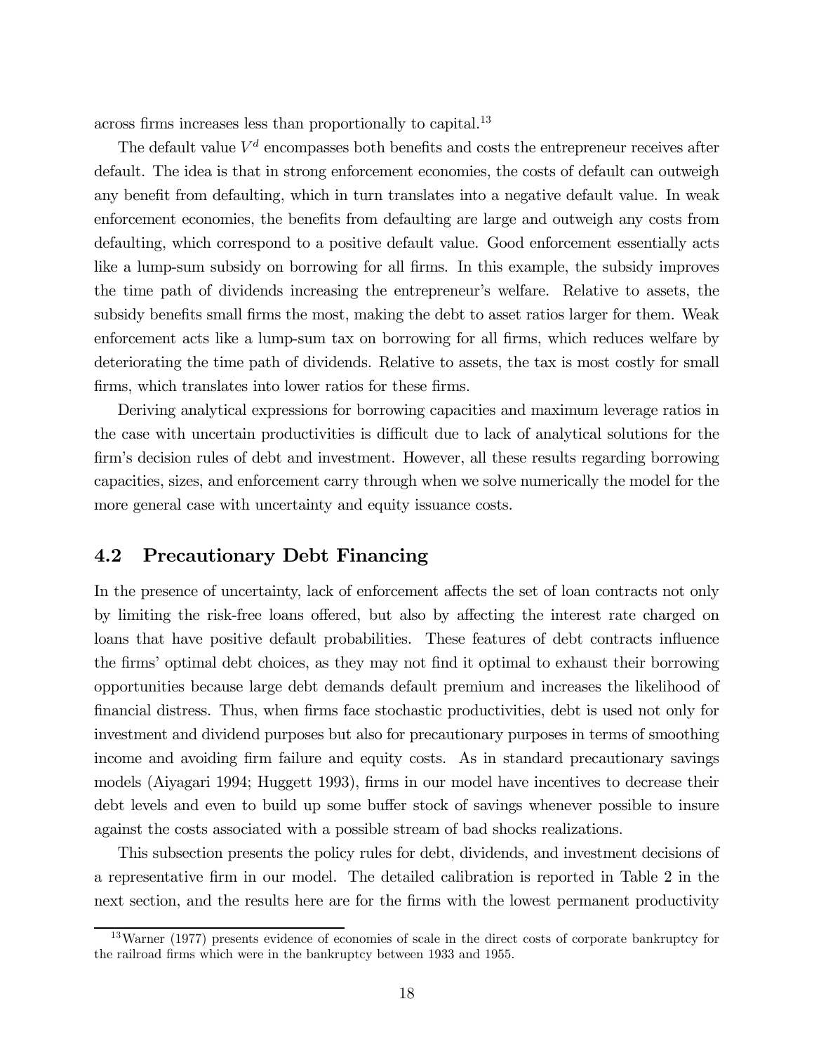across firms increases less than proportionally to capital.[13]

The default value $V^d$ encompasses both benefits and costs the entrepreneur receives after default. The idea is that in strong enforcement economies, the costs of default can outweigh any benefit from defaulting, which in turn translates into a negative default value. In weak enforcement economies, the benefits from defaulting are large and outweigh any costs from defaulting, which correspond to a positive default value. Good enforcement essentially acts like a lump-sum subsidy on borrowing for all firms. In this example, the subsidy improves the time path of dividends increasing the entrepreneur's welfare. Relative to assets, the subsidy benefits small firms the most, making the debt to asset ratios larger for them. Weak enforcement acts like a lump-sum tax on borrowing for all firms, which reduces welfare by deteriorating the time path of dividends. Relative to assets, the tax is most costly for small firms, which translates into lower ratios for these firms.

Deriving analytical expressions for borrowing capacities and maximum leverage ratios in the case with uncertain productivities is difficult due to lack of analytical solutions for the firm's decision rules of debt and investment. However, all these results regarding borrowing capacities, sizes, and enforcement carry through when we solve numerically the model for the more general case with uncertainty and equity issuance costs.

## 4.2 Precautionary Debt Financing

In the presence of uncertainty, lack of enforcement affects the set of loan contracts not only by limiting the risk-free loans offered, but also by affecting the interest rate charged on loans that have positive default probabilities. These features of debt contracts influence the firms' optimal debt choices, as they may not find it optimal to exhaust their borrowing opportunities because large debt demands default premium and increases the likelihood of financial distress. Thus, when firms face stochastic productivities, debt is used not only for investment and dividend purposes but also for precautionary purposes in terms of smoothing income and avoiding firm failure and equity costs. As in standard precautionary savings models (Aiyagari 1994; Huggett 1993), firms in our model have incentives to decrease their debt levels and even to build up some buffer stock of savings whenever possible to insure against the costs associated with a possible stream of bad shocks realizations.

This subsection presents the policy rules for debt, dividends, and investment decisions of a representative firm in our model. The detailed calibration is reported in Table 2 in the next section, and the results here are for the firms with the lowest permanent productivity

[13] Warner (1977) presents evidence of economies of scale in the direct costs of corporate bankruptcy for the railroad firms which were in the bankruptcy between 1933 and 1955.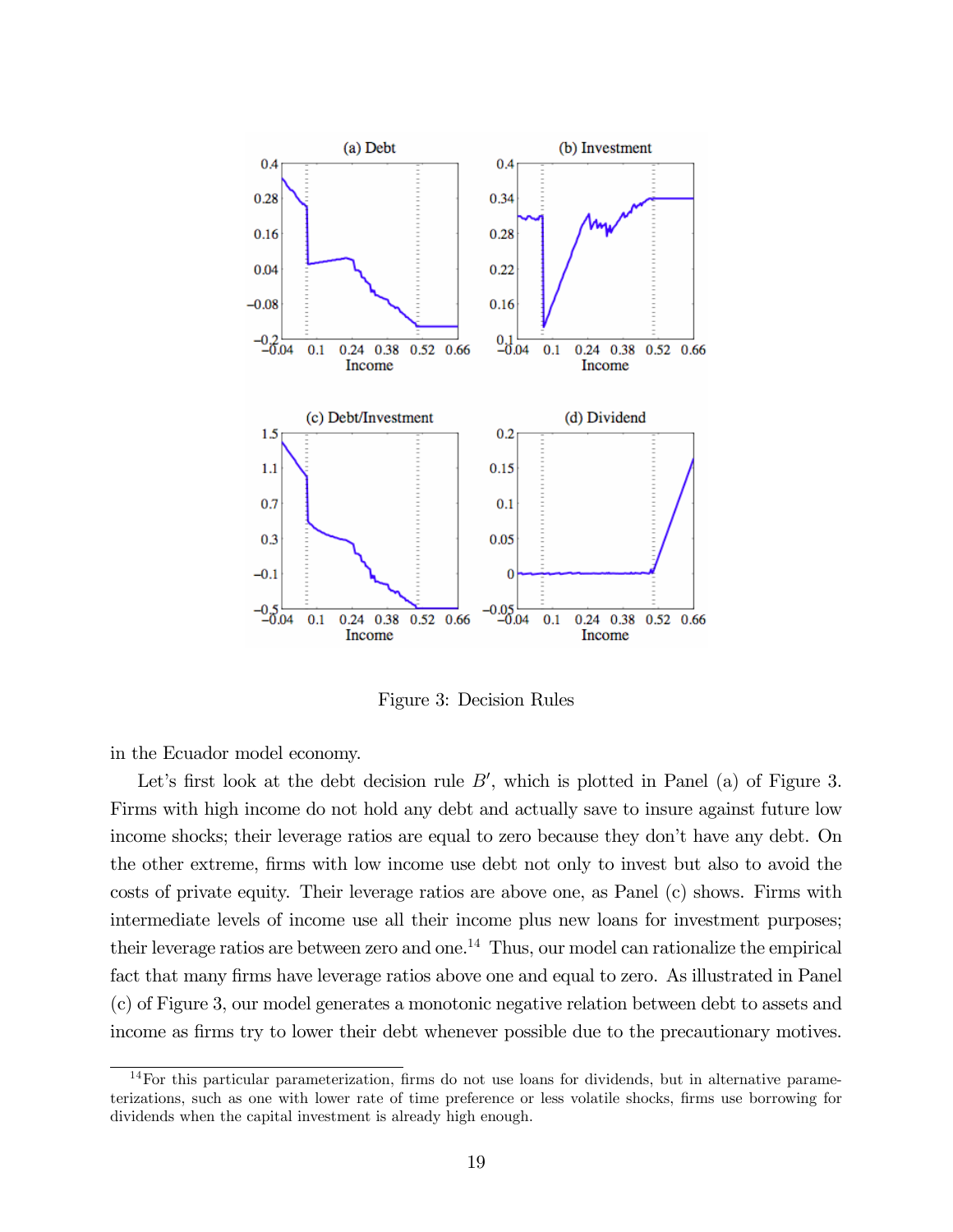Figure 3: Decision Rules

in the Ecuador model economy.

Let's first look at the debt decision rule $B'$, which is plotted in Panel (a) of Figure 3. Firms with high income do not hold any debt and actually save to insure against future low income shocks; their leverage ratios are equal to zero because they don't have any debt. On the other extreme, firms with low income use debt not only to invest but also to avoid the costs of private equity. Their leverage ratios are above one, as Panel (c) shows. Firms with intermediate levels of income use all their income plus new loans for investment purposes; their leverage ratios are between zero and one.[14] Thus, our model can rationalize the empirical fact that many firms have leverage ratios above one and equal to zero. As illustrated in Panel (c) of Figure 3, our model generates a monotonic negative relation between debt to assets and income as firms try to lower their debt whenever possible due to the precautionary motives.

[14] For this particular parameterization, firms do not use loans for dividends, but in alternative parameterizations, such as one with lower rate of time preference or less volatile shocks, firms use borrowing for dividends when the capital investment is already high enough.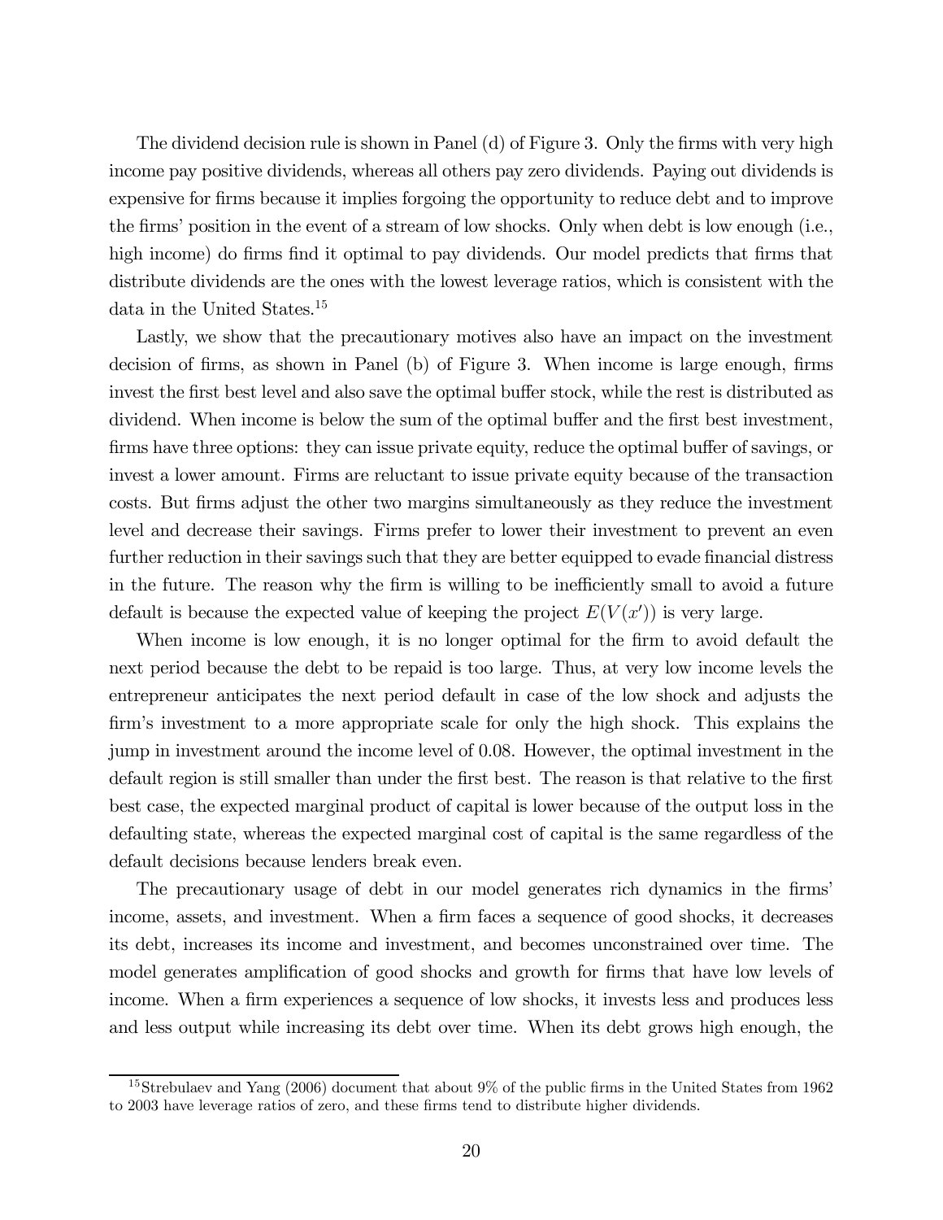The dividend decision rule is shown in Panel (d) of Figure 3. Only the firms with very high income pay positive dividends, whereas all others pay zero dividends. Paying out dividends is expensive for firms because it implies forgoing the opportunity to reduce debt and to improve the firms' position in the event of a stream of low shocks. Only when debt is low enough (i.e., high income) do firms find it optimal to pay dividends. Our model predicts that firms that distribute dividends are the ones with the lowest leverage ratios, which is consistent with the data in the United States.[15]

Lastly, we show that the precautionary motives also have an impact on the investment decision of firms, as shown in Panel (b) of Figure 3. When income is large enough, firms invest the first best level and also save the optimal buffer stock, while the rest is distributed as dividend. When income is below the sum of the optimal buffer and the first best investment, firms have three options: they can issue private equity, reduce the optimal buffer of savings, or invest a lower amount. Firms are reluctant to issue private equity because of the transaction costs. But firms adjust the other two margins simultaneously as they reduce the investment level and decrease their savings. Firms prefer to lower their investment to prevent an even further reduction in their savings such that they are better equipped to evade financial distress in the future. The reason why the firm is willing to be inefficiently small to avoid a future default is because the expected value of keeping the project $E(V(x'))$ is very large.

When income is low enough, it is no longer optimal for the firm to avoid default the next period because the debt to be repaid is too large. Thus, at very low income levels the entrepreneur anticipates the next period default in case of the low shock and adjusts the firm's investment to a more appropriate scale for only the high shock. This explains the jump in investment around the income level of 0.08. However, the optimal investment in the default region is still smaller than under the first best. The reason is that relative to the first best case, the expected marginal product of capital is lower because of the output loss in the defaulting state, whereas the expected marginal cost of capital is the same regardless of the default decisions because lenders break even.

The precautionary usage of debt in our model generates rich dynamics in the firms' income, assets, and investment. When a firm faces a sequence of good shocks, it decreases its debt, increases its income and investment, and becomes unconstrained over time. The model generates amplification of good shocks and growth for firms that have low levels of income. When a firm experiences a sequence of low shocks, it invests less and produces less and less output while increasing its debt over time. When its debt grows high enough, the

[15] Strebulaev and Yang (2006) document that about 9% of the public firms in the United States from 1962 to 2003 have leverage ratios of zero, and these firms tend to distribute higher dividends.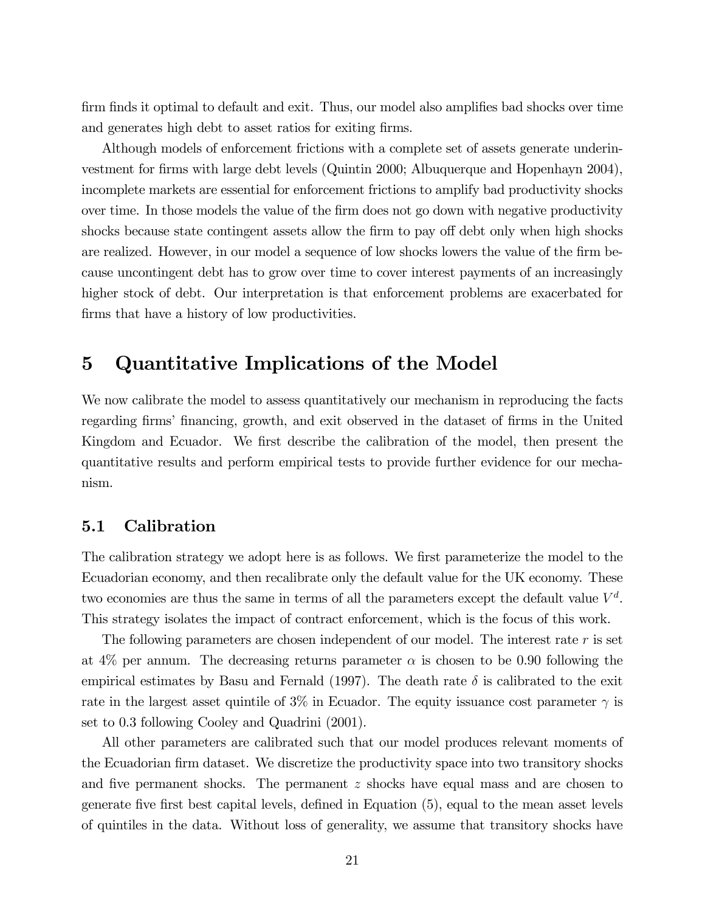firm finds it optimal to default and exit. Thus, our model also amplifies bad shocks over time and generates high debt to asset ratios for exiting firms.

Although models of enforcement frictions with a complete set of assets generate underinvestment for firms with large debt levels (Quintin 2000; Albuquerque and Hopenhayn 2004), incomplete markets are essential for enforcement frictions to amplify bad productivity shocks over time. In those models the value of the firm does not go down with negative productivity shocks because state contingent assets allow the firm to pay off debt only when high shocks are realized. However, in our model a sequence of low shocks lowers the value of the firm because uncontingent debt has to grow over time to cover interest payments of an increasingly higher stock of debt. Our interpretation is that enforcement problems are exacerbated for firms that have a history of low productivities.

# 5 Quantitative Implications of the Model

We now calibrate the model to assess quantitatively our mechanism in reproducing the facts regarding firms' financing, growth, and exit observed in the dataset of firms in the United Kingdom and Ecuador. We first describe the calibration of the model, then present the quantitative results and perform empirical tests to provide further evidence for our mechanism.

## 5.1 Calibration

The calibration strategy we adopt here is as follows. We first parameterize the model to the Ecuadorian economy, and then recalibrate only the default value for the UK economy. These two economies are thus the same in terms of all the parameters except the default value $V^d$. This strategy isolates the impact of contract enforcement, which is the focus of this work.

The following parameters are chosen independent of our model. The interest rate $r$ is set at 4% per annum. The decreasing returns parameter $\alpha$ is chosen to be 0.90 following the empirical estimates by Basu and Fernald (1997). The death rate $\delta$ is calibrated to the exit rate in the largest asset quintile of 3% in Ecuador. The equity issuance cost parameter $\gamma$ is set to 0.3 following Cooley and Quadrini (2001).

All other parameters are calibrated such that our model produces relevant moments of the Ecuadorian firm dataset. We discretize the productivity space into two transitory shocks and five permanent shocks. The permanent $z$ shocks have equal mass and are chosen to generate five first best capital levels, defined in Equation (5), equal to the mean asset levels of quintiles in the data. Without loss of generality, we assume that transitory shocks have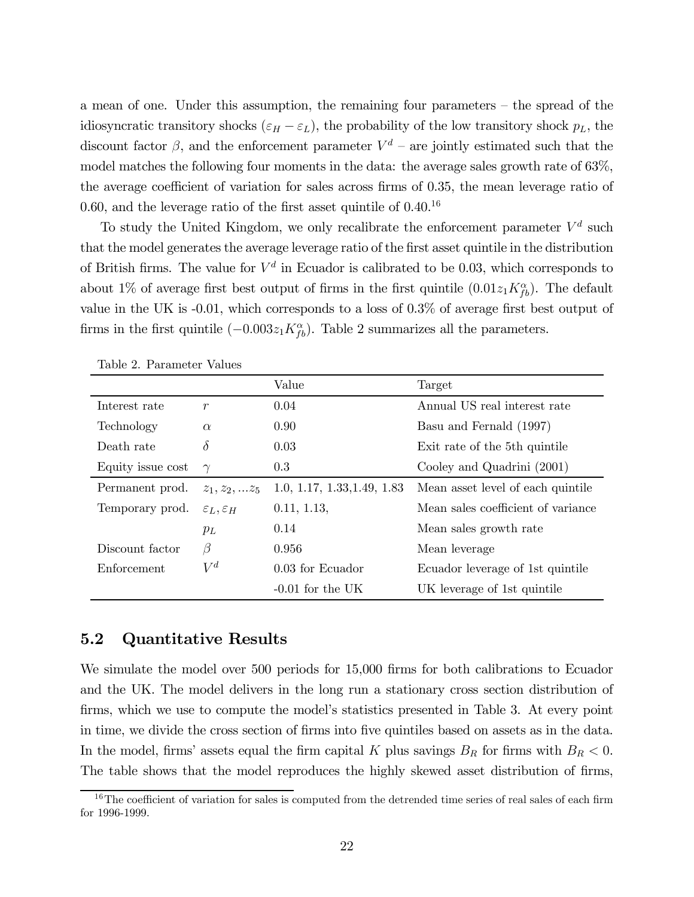a mean of one. Under this assumption, the remaining four parameters – the spread of the idiosyncratic transitory shocks ($\varepsilon_H - \varepsilon_L$), the probability of the low transitory shock $p_L$, the discount factor $\beta$, and the enforcement parameter $V^d$ – are jointly estimated such that the model matches the following four moments in the data: the average sales growth rate of 63%, the average coefficient of variation for sales across firms of 0.35, the mean leverage ratio of 0.60, and the leverage ratio of the first asset quintile of 0.40.[16]

To study the United Kingdom, we only recalibrate the enforcement parameter $V^d$ such that the model generates the average leverage ratio of the first asset quintile in the distribution of British firms. The value for $V^d$ in Ecuador is calibrated to be 0.03, which corresponds to about 1% of average first best output of firms in the first quintile ($0.01 z_1 K_{fb}^{\alpha}$). The default value in the UK is -0.01, which corresponds to a loss of 0.3% of average first best output of firms in the first quintile ($-0.003 z_1 K_{fb}^{\alpha}$). Table 2 summarizes all the parameters.

Table 2. Parameter Values

| | | Value | Target |
|---|---|---|---|
| Interest rate | $r$ | 0.04 | Annual US real interest rate |
| Technology | $\alpha$ | 0.90 | Basu and Fernald (1997) |
| Death rate | $\delta$ | 0.03 | Exit rate of the 5th quintile |
| Equity issue cost | $\gamma$ | 0.3 | Cooley and Quadrini (2001) |
| Permanent prod. | $z_1, z_2, ... z_5$ | 1.0, 1.17, 1.33,1.49, 1.83 | Mean asset level of each quintile |
| Temporary prod. | $\varepsilon_L, \varepsilon_H$ | 0.11, 1.13, | Mean sales coefficient of variance |
| | $p_L$ | 0.14 | Mean sales growth rate |
| Discount factor | $\beta$ | 0.956 | Mean leverage |
| Enforcement | $V^d$ | 0.03 for Ecuador | Ecuador leverage of 1st quintile |
| | | -0.01 for the UK | UK leverage of 1st quintile |

## 5.2 Quantitative Results

We simulate the model over 500 periods for 15,000 firms for both calibrations to Ecuador and the UK. The model delivers in the long run a stationary cross section distribution of firms, which we use to compute the model's statistics presented in Table 3. At every point in time, we divide the cross section of firms into five quintiles based on assets as in the data. In the model, firms' assets equal the firm capital $K$ plus savings $B_R$ for firms with $B_R < 0$. The table shows that the model reproduces the highly skewed asset distribution of firms,

[16] The coefficient of variation for sales is computed from the detrended time series of real sales of each firm for 1996-1999.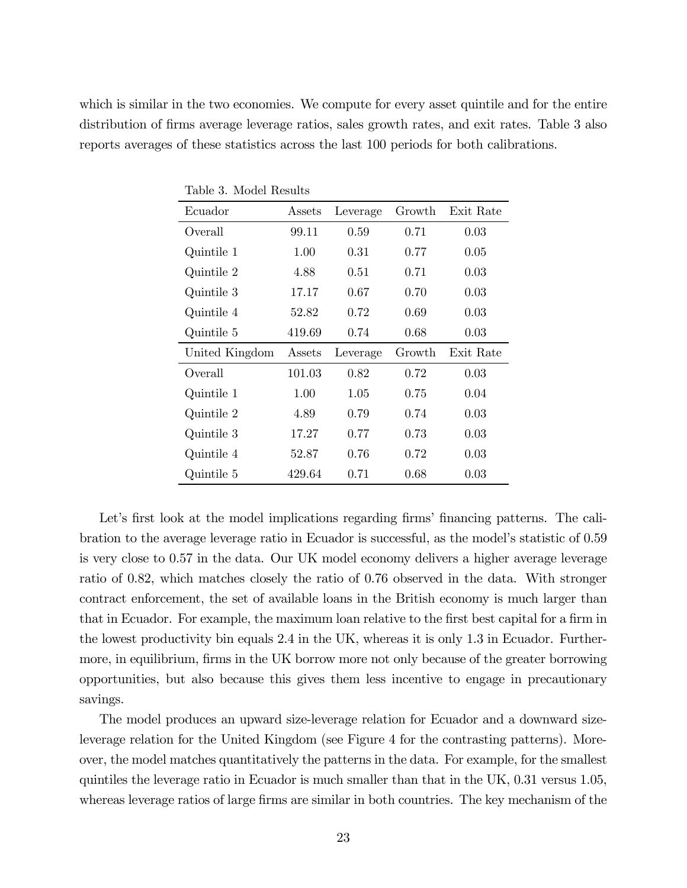which is similar in the two economies. We compute for every asset quintile and for the entire distribution of firms average leverage ratios, sales growth rates, and exit rates. Table 3 also reports averages of these statistics across the last 100 periods for both calibrations.

Table 3. Model Results

| Ecuador | Assets | Leverage | Growth | Exit Rate |
|---|---|---|---|---|
| Overall | 99.11 | 0.59 | 0.71 | 0.03 |
| Quintile 1 | 1.00 | 0.31 | 0.77 | 0.05 |
| Quintile 2 | 4.88 | 0.51 | 0.71 | 0.03 |
| Quintile 3 | 17.17 | 0.67 | 0.70 | 0.03 |
| Quintile 4 | 52.82 | 0.72 | 0.69 | 0.03 |
| Quintile 5 | 419.69 | 0.74 | 0.68 | 0.03 |
| **United Kingdom** | **Assets** | **Leverage** | **Growth** | **Exit Rate** |
| Overall | 101.03 | 0.82 | 0.72 | 0.03 |
| Quintile 1 | 1.00 | 1.05 | 0.75 | 0.04 |
| Quintile 2 | 4.89 | 0.79 | 0.74 | 0.03 |
| Quintile 3 | 17.27 | 0.77 | 0.73 | 0.03 |
| Quintile 4 | 52.87 | 0.76 | 0.72 | 0.03 |
| Quintile 5 | 429.64 | 0.71 | 0.68 | 0.03 |

Let's first look at the model implications regarding firms' financing patterns. The calibration to the average leverage ratio in Ecuador is successful, as the model's statistic of 0.59 is very close to 0.57 in the data. Our UK model economy delivers a higher average leverage ratio of 0.82, which matches closely the ratio of 0.76 observed in the data. With stronger contract enforcement, the set of available loans in the British economy is much larger than that in Ecuador. For example, the maximum loan relative to the first best capital for a firm in the lowest productivity bin equals 2.4 in the UK, whereas it is only 1.3 in Ecuador. Furthermore, in equilibrium, firms in the UK borrow more not only because of the greater borrowing opportunities, but also because this gives them less incentive to engage in precautionary savings.

The model produces an upward size-leverage relation for Ecuador and a downward size-leverage relation for the United Kingdom (see Figure 4 for the contrasting patterns). Moreover, the model matches quantitatively the patterns in the data. For example, for the smallest quintiles the leverage ratio in Ecuador is much smaller than that in the UK, 0.31 versus 1.05, whereas leverage ratios of large firms are similar in both countries. The key mechanism of the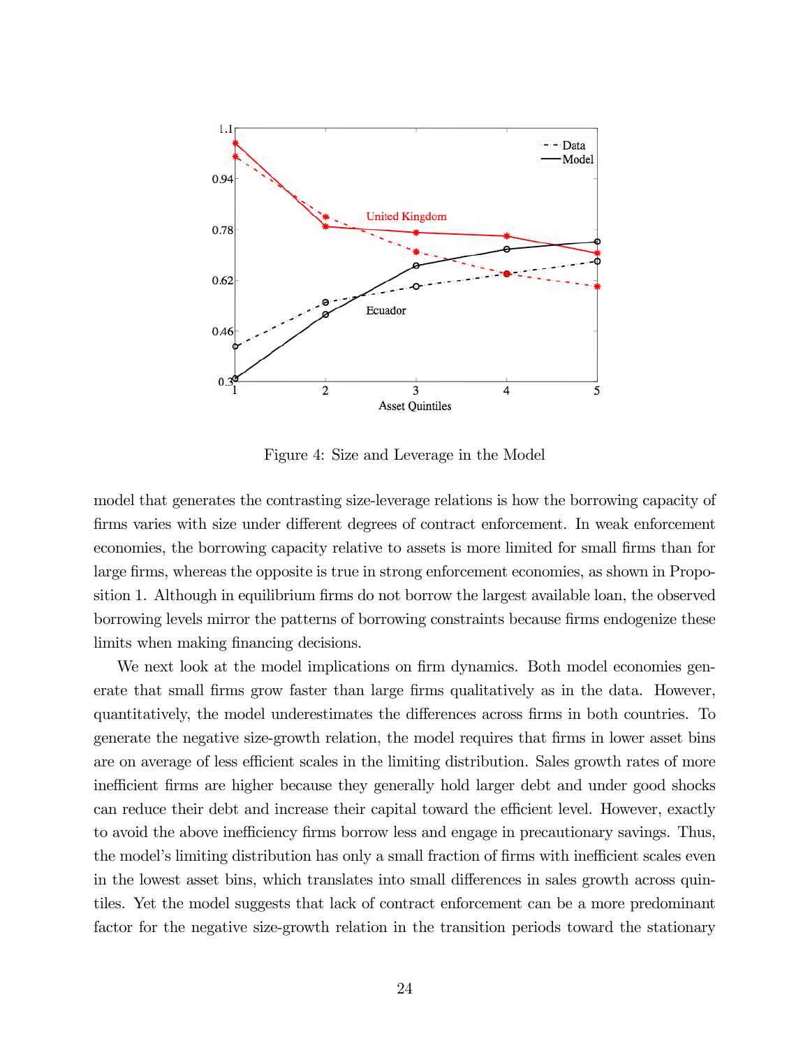Figure 4: Size and Leverage in the Model

model that generates the contrasting size-leverage relations is how the borrowing capacity of firms varies with size under different degrees of contract enforcement. In weak enforcement economies, the borrowing capacity relative to assets is more limited for small firms than for large firms, whereas the opposite is true in strong enforcement economies, as shown in Proposition 1. Although in equilibrium firms do not borrow the largest available loan, the observed borrowing levels mirror the patterns of borrowing constraints because firms endogenize these limits when making financing decisions.

We next look at the model implications on firm dynamics. Both model economies generate that small firms grow faster than large firms qualitatively as in the data. However, quantitatively, the model underestimates the differences across firms in both countries. To generate the negative size-growth relation, the model requires that firms in lower asset bins are on average of less efficient scales in the limiting distribution. Sales growth rates of more inefficient firms are higher because they generally hold larger debt and under good shocks can reduce their debt and increase their capital toward the efficient level. However, exactly to avoid the above inefficiency firms borrow less and engage in precautionary savings. Thus, the model's limiting distribution has only a small fraction of firms with inefficient scales even in the lowest asset bins, which translates into small differences in sales growth across quintiles. Yet the model suggests that lack of contract enforcement can be a more predominant factor for the negative size-growth relation in the transition periods toward the stationary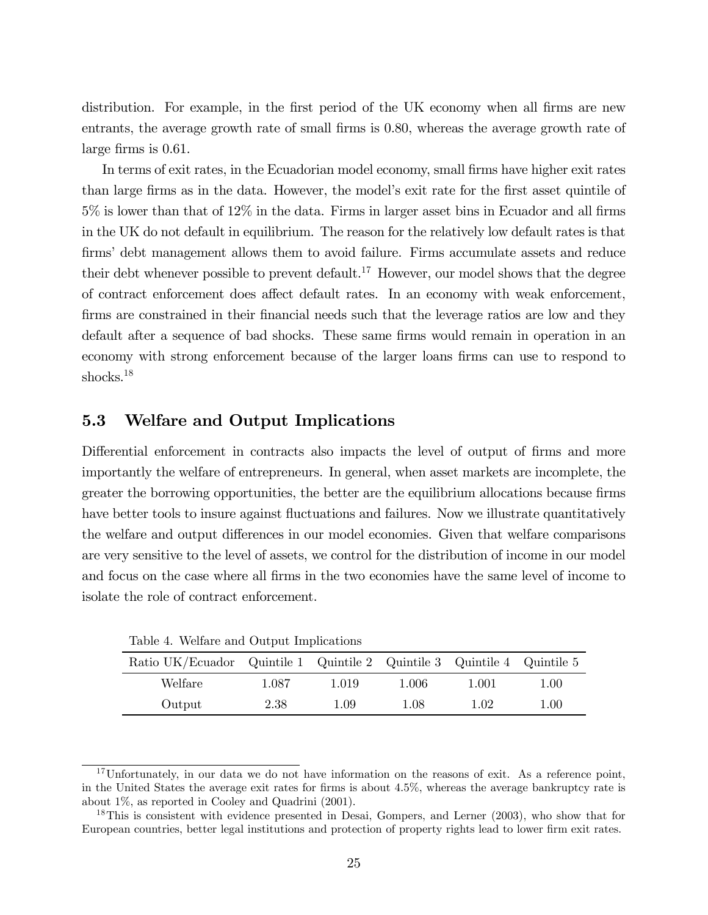distribution. For example, in the first period of the UK economy when all firms are new entrants, the average growth rate of small firms is 0.80, whereas the average growth rate of large firms is 0.61.

In terms of exit rates, in the Ecuadorian model economy, small firms have higher exit rates than large firms as in the data. However, the model's exit rate for the first asset quintile of 5% is lower than that of 12% in the data. Firms in larger asset bins in Ecuador and all firms in the UK do not default in equilibrium. The reason for the relatively low default rates is that firms' debt management allows them to avoid failure. Firms accumulate assets and reduce their debt whenever possible to prevent default.[17] However, our model shows that the degree of contract enforcement does affect default rates. In an economy with weak enforcement, firms are constrained in their financial needs such that the leverage ratios are low and they default after a sequence of bad shocks. These same firms would remain in operation in an economy with strong enforcement because of the larger loans firms can use to respond to shocks.[18]

## 5.3 Welfare and Output Implications

Differential enforcement in contracts also impacts the level of output of firms and more importantly the welfare of entrepreneurs. In general, when asset markets are incomplete, the greater the borrowing opportunities, the better are the equilibrium allocations because firms have better tools to insure against fluctuations and failures. Now we illustrate quantitatively the welfare and output differences in our model economies. Given that welfare comparisons are very sensitive to the level of assets, we control for the distribution of income in our model and focus on the case where all firms in the two economies have the same level of income to isolate the role of contract enforcement.

Table 4. Welfare and Output Implications

| Ratio UK/Ecuador | Quintile 1 | Quintile 2 | Quintile 3 | Quintile 4 | Quintile 5 |
|---|---|---|---|---|---|
| Welfare | 1.087 | 1.019 | 1.006 | 1.001 | 1.00 |
| Output | 2.38 | 1.09 | 1.08 | 1.02 | 1.00 |

[17] Unfortunately, in our data we do not have information on the reasons of exit. As a reference point, in the United States the average exit rates for firms is about 4.5%, whereas the average bankruptcy rate is about 1%, as reported in Cooley and Quadrini (2001).

[18] This is consistent with evidence presented in Desai, Gompers, and Lerner (2003), who show that for European countries, better legal institutions and protection of property rights lead to lower firm exit rates.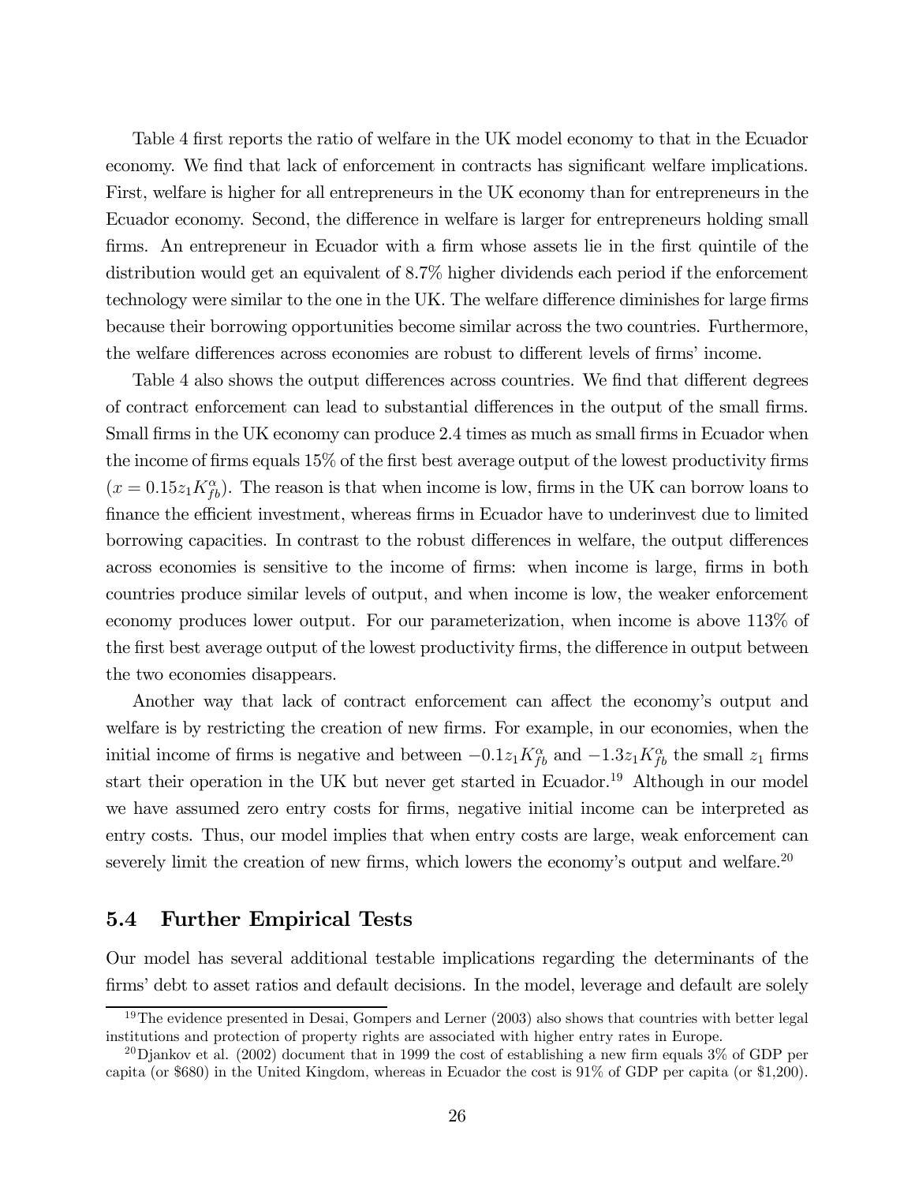Table 4 first reports the ratio of welfare in the UK model economy to that in the Ecuador economy. We find that lack of enforcement in contracts has significant welfare implications. First, welfare is higher for all entrepreneurs in the UK economy than for entrepreneurs in the Ecuador economy. Second, the difference in welfare is larger for entrepreneurs holding small firms. An entrepreneur in Ecuador with a firm whose assets lie in the first quintile of the distribution would get an equivalent of 8.7% higher dividends each period if the enforcement technology were similar to the one in the UK. The welfare difference diminishes for large firms because their borrowing opportunities become similar across the two countries. Furthermore, the welfare differences across economies are robust to different levels of firms' income.

Table 4 also shows the output differences across countries. We find that different degrees of contract enforcement can lead to substantial differences in the output of the small firms. Small firms in the UK economy can produce 2.4 times as much as small firms in Ecuador when the income of firms equals 15% of the first best average output of the lowest productivity firms ($x = 0.15 z_1 K_{fb}^{\alpha}$). The reason is that when income is low, firms in the UK can borrow loans to finance the efficient investment, whereas firms in Ecuador have to underinvest due to limited borrowing capacities. In contrast to the robust differences in welfare, the output differences across economies is sensitive to the income of firms: when income is large, firms in both countries produce similar levels of output, and when income is low, the weaker enforcement economy produces lower output. For our parameterization, when income is above 113% of the first best average output of the lowest productivity firms, the difference in output between the two economies disappears.

Another way that lack of contract enforcement can affect the economy's output and welfare is by restricting the creation of new firms. For example, in our economies, when the initial income of firms is negative and between $-0.1 z_1 K_{fb}^{\alpha}$ and $-1.3 z_1 K_{fb}^{\alpha}$ the small $z_1$ firms start their operation in the UK but never get started in Ecuador.[19] Although in our model we have assumed zero entry costs for firms, negative initial income can be interpreted as entry costs. Thus, our model implies that when entry costs are large, weak enforcement can severely limit the creation of new firms, which lowers the economy's output and welfare.[20]

## 5.4 Further Empirical Tests

Our model has several additional testable implications regarding the determinants of the firms' debt to asset ratios and default decisions. In the model, leverage and default are solely

[19] The evidence presented in Desai, Gompers and Lerner (2003) also shows that countries with better legal institutions and protection of property rights are associated with higher entry rates in Europe.

[20] Djankov et al. (2002) document that in 1999 the cost of establishing a new firm equals 3% of GDP per capita (or \$680) in the United Kingdom, whereas in Ecuador the cost is 91% of GDP per capita (or \$1,200).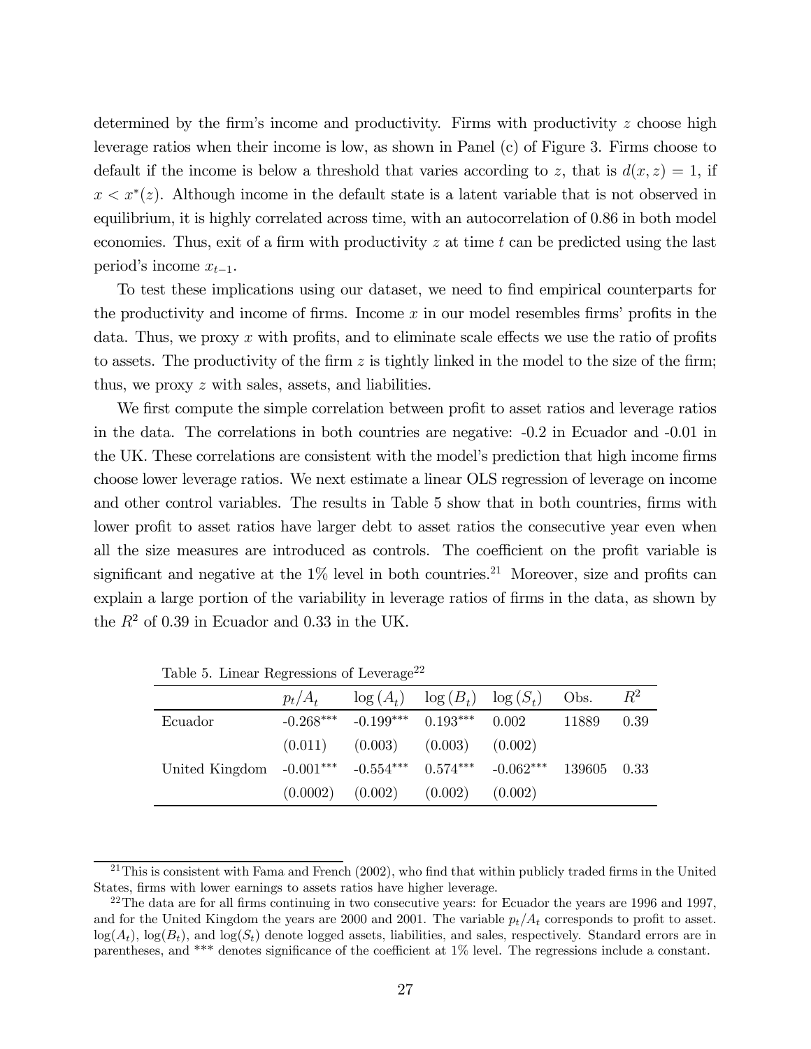determined by the firm's income and productivity. Firms with productivity $z$ choose high leverage ratios when their income is low, as shown in Panel (c) of Figure 3. Firms choose to default if the income is below a threshold that varies according to $z$, that is $d(x, z) = 1$, if $x < x^*(z)$. Although income in the default state is a latent variable that is not observed in equilibrium, it is highly correlated across time, with an autocorrelation of 0.86 in both model economies. Thus, exit of a firm with productivity $z$ at time $t$ can be predicted using the last period's income $x_{t-1}$.

To test these implications using our dataset, we need to find empirical counterparts for the productivity and income of firms. Income $x$ in our model resembles firms' profits in the data. Thus, we proxy $x$ with profits, and to eliminate scale effects we use the ratio of profits to assets. The productivity of the firm $z$ is tightly linked in the model to the size of the firm; thus, we proxy $z$ with sales, assets, and liabilities.

We first compute the simple correlation between profit to asset ratios and leverage ratios in the data. The correlations in both countries are negative: -0.2 in Ecuador and -0.01 in the UK. These correlations are consistent with the model's prediction that high income firms choose lower leverage ratios. We next estimate a linear OLS regression of leverage on income and other control variables. The results in Table 5 show that in both countries, firms with lower profit to asset ratios have larger debt to asset ratios the consecutive year even when all the size measures are introduced as controls. The coefficient on the profit variable is significant and negative at the 1% level in both countries.[21] Moreover, size and profits can explain a large portion of the variability in leverage ratios of firms in the data, as shown by the $R^2$ of 0.39 in Ecuador and 0.33 in the UK.

Table 5. Linear Regressions of Leverage[22]

| | $p_t/A_t$ | $\log(A_t)$ | $\log(B_t)$ | $\log(S_t)$ | Obs. | $R^2$ |
|---|---|---|---|---|---|---|
| Ecuador | -0.268*** | -0.199*** | 0.193*** | 0.002 | 11889 | 0.39 |
| | (0.011) | (0.003) | (0.003) | (0.002) | | |
| United Kingdom | -0.001*** | -0.554*** | 0.574*** | -0.062*** | 139605 | 0.33 |
| | (0.0002) | (0.002) | (0.002) | (0.002) | | |

[21] This is consistent with Fama and French (2002), who find that within publicly traded firms in the United States, firms with lower earnings to assets ratios have higher leverage.

[22] The data are for all firms continuing in two consecutive years: for Ecuador the years are 1996 and 1997, and for the United Kingdom the years are 2000 and 2001. The variable $p_t/A_t$ corresponds to profit to asset. $\log(A_t)$, $\log(B_t)$, and $\log(S_t)$ denote logged assets, liabilities, and sales, respectively. Standard errors are in parentheses, and *** denotes significance of the coefficient at 1% level. The regressions include a constant.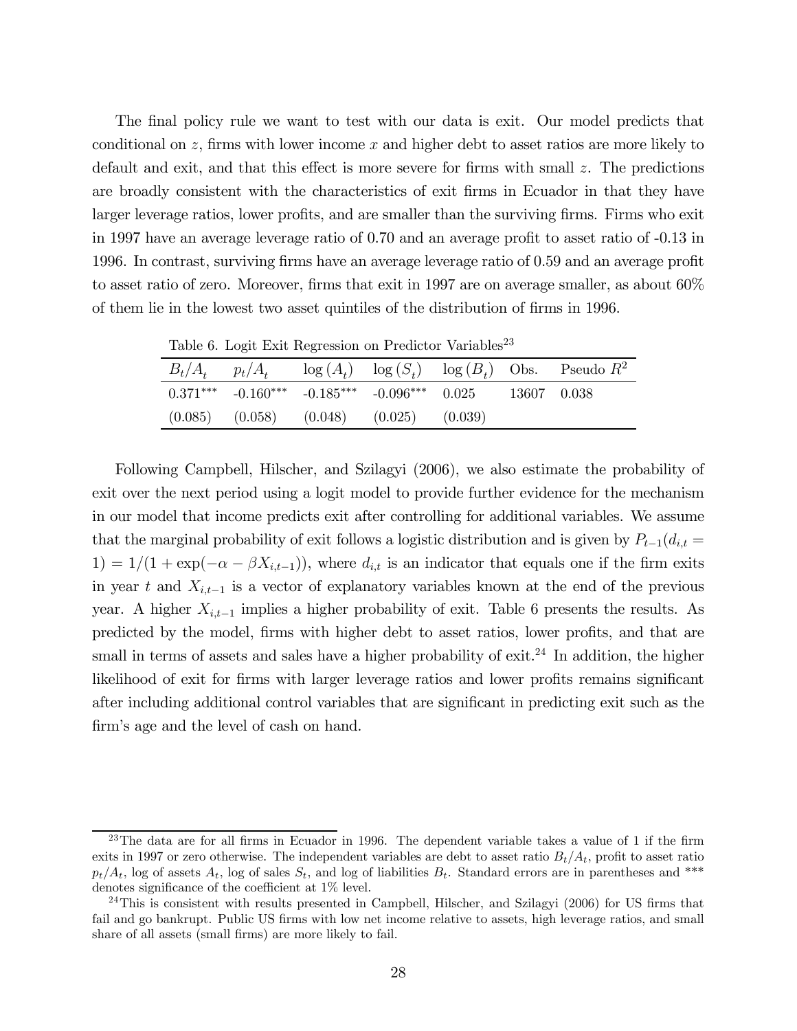The final policy rule we want to test with our data is exit. Our model predicts that conditional on $z$, firms with lower income $x$ and higher debt to asset ratios are more likely to default and exit, and that this effect is more severe for firms with small $z$. The predictions are broadly consistent with the characteristics of exit firms in Ecuador in that they have larger leverage ratios, lower profits, and are smaller than the surviving firms. Firms who exit in 1997 have an average leverage ratio of 0.70 and an average profit to asset ratio of -0.13 in 1996. In contrast, surviving firms have an average leverage ratio of 0.59 and an average profit to asset ratio of zero. Moreover, firms that exit in 1997 are on average smaller, as about 60% of them lie in the lowest two asset quintiles of the distribution of firms in 1996.

Table 6. Logit Exit Regression on Predictor Variables[23]

| $B_t/A_t$ | $p_t/A_t$ | $\log(A_t)$ | $\log(S_t)$ | $\log(B_t)$ | Obs. | Pseudo $R^2$ |
|---|---|---|---|---|---|---|
| $0.371^{***}$ | $-0.160^{***}$ | $-0.185^{***}$ | $-0.096^{***}$ | 0.025 | 13607 | 0.038 |
| (0.085) | (0.058) | (0.048) | (0.025) | (0.039) | | |

Following Campbell, Hilscher, and Szilagyi (2006), we also estimate the probability of exit over the next period using a logit model to provide further evidence for the mechanism in our model that income predicts exit after controlling for additional variables. We assume that the marginal probability of exit follows a logistic distribution and is given by $P_{t-1}(d_{i,t} = 1) = 1/(1 + \exp(-\alpha - \beta X_{i,t-1}))$, where $d_{i,t}$ is an indicator that equals one if the firm exits in year $t$ and $X_{i,t-1}$ is a vector of explanatory variables known at the end of the previous year. A higher $X_{i,t-1}$ implies a higher probability of exit. Table 6 presents the results. As predicted by the model, firms with higher debt to asset ratios, lower profits, and that are small in terms of assets and sales have a higher probability of exit.[24] In addition, the higher likelihood of exit for firms with larger leverage ratios and lower profits remains significant after including additional control variables that are significant in predicting exit such as the firm's age and the level of cash on hand.

[23] The data are for all firms in Ecuador in 1996. The dependent variable takes a value of 1 if the firm exits in 1997 or zero otherwise. The independent variables are debt to asset ratio $B_t/A_t$, profit to asset ratio $p_t/A_t$, log of assets $A_t$, log of sales $S_t$, and log of liabilities $B_t$. Standard errors are in parentheses and *** denotes significance of the coefficient at 1% level.

[24] This is consistent with results presented in Campbell, Hilscher, and Szilagyi (2006) for US firms that fail and go bankrupt. Public US firms with low net income relative to assets, high leverage ratios, and small share of all assets (small firms) are more likely to fail.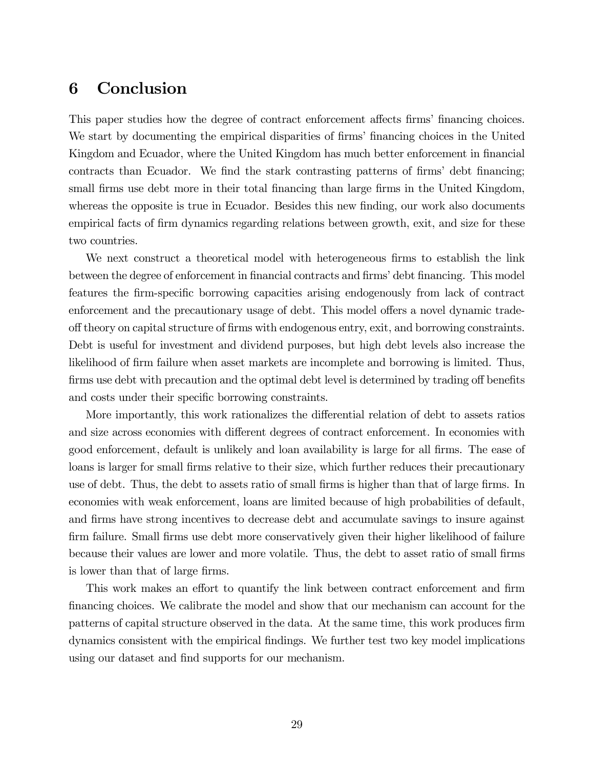# 6 Conclusion

This paper studies how the degree of contract enforcement affects firms' financing choices. We start by documenting the empirical disparities of firms' financing choices in the United Kingdom and Ecuador, where the United Kingdom has much better enforcement in financial contracts than Ecuador. We find the stark contrasting patterns of firms' debt financing; small firms use debt more in their total financing than large firms in the United Kingdom, whereas the opposite is true in Ecuador. Besides this new finding, our work also documents empirical facts of firm dynamics regarding relations between growth, exit, and size for these two countries.

We next construct a theoretical model with heterogeneous firms to establish the link between the degree of enforcement in financial contracts and firms' debt financing. This model features the firm-specific borrowing capacities arising endogenously from lack of contract enforcement and the precautionary usage of debt. This model offers a novel dynamic trade-off theory on capital structure of firms with endogenous entry, exit, and borrowing constraints. Debt is useful for investment and dividend purposes, but high debt levels also increase the likelihood of firm failure when asset markets are incomplete and borrowing is limited. Thus, firms use debt with precaution and the optimal debt level is determined by trading off benefits and costs under their specific borrowing constraints.

More importantly, this work rationalizes the differential relation of debt to assets ratios and size across economies with different degrees of contract enforcement. In economies with good enforcement, default is unlikely and loan availability is large for all firms. The ease of loans is larger for small firms relative to their size, which further reduces their precautionary use of debt. Thus, the debt to assets ratio of small firms is higher than that of large firms. In economies with weak enforcement, loans are limited because of high probabilities of default, and firms have strong incentives to decrease debt and accumulate savings to insure against firm failure. Small firms use debt more conservatively given their higher likelihood of failure because their values are lower and more volatile. Thus, the debt to asset ratio of small firms is lower than that of large firms.

This work makes an effort to quantify the link between contract enforcement and firm financing choices. We calibrate the model and show that our mechanism can account for the patterns of capital structure observed in the data. At the same time, this work produces firm dynamics consistent with the empirical findings. We further test two key model implications using our dataset and find supports for our mechanism.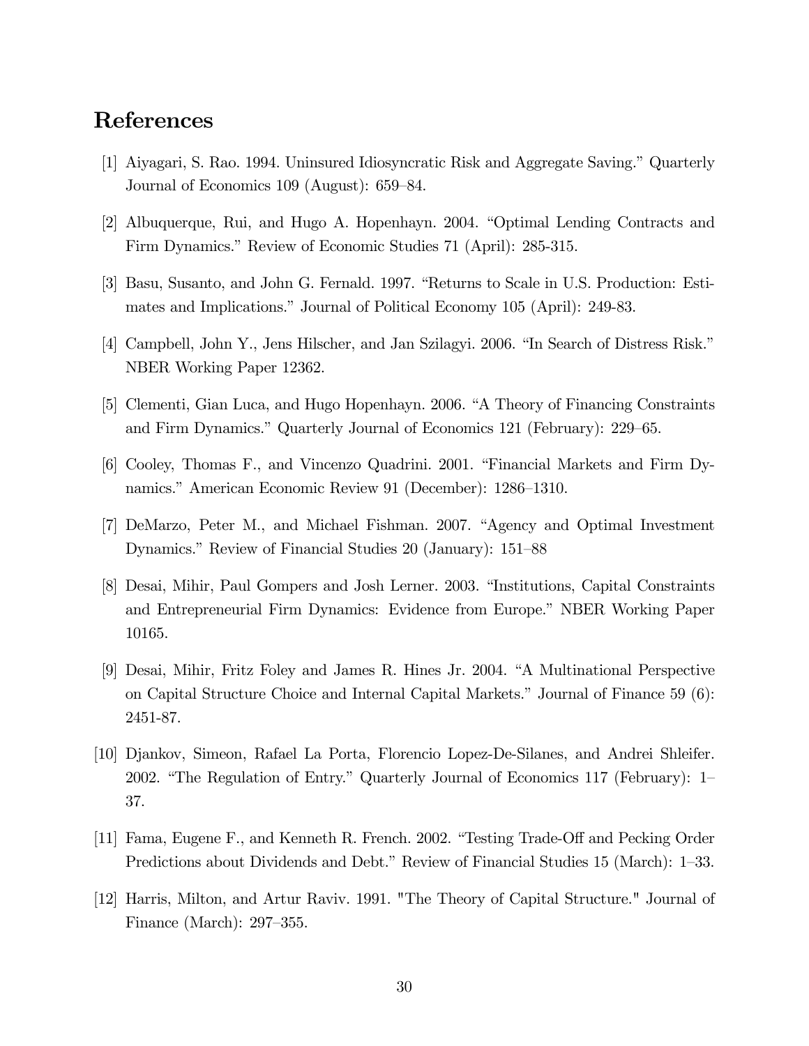## References

[1] Aiyagari, S. Rao. 1994. Uninsured Idiosyncratic Risk and Aggregate Saving." Quarterly Journal of Economics 109 (August): 659–84.

[2] Albuquerque, Rui, and Hugo A. Hopenhayn. 2004. "Optimal Lending Contracts and Firm Dynamics." Review of Economic Studies 71 (April): 285-315.

[3] Basu, Susanto, and John G. Fernald. 1997. "Returns to Scale in U.S. Production: Estimates and Implications." Journal of Political Economy 105 (April): 249-83.

[4] Campbell, John Y., Jens Hilscher, and Jan Szilagyi. 2006. "In Search of Distress Risk." NBER Working Paper 12362.

[5] Clementi, Gian Luca, and Hugo Hopenhayn. 2006. "A Theory of Financing Constraints and Firm Dynamics." Quarterly Journal of Economics 121 (February): 229–65.

[6] Cooley, Thomas F., and Vincenzo Quadrini. 2001. "Financial Markets and Firm Dynamics." American Economic Review 91 (December): 1286–1310.

[7] DeMarzo, Peter M., and Michael Fishman. 2007. "Agency and Optimal Investment Dynamics." Review of Financial Studies 20 (January): 151–88

[8] Desai, Mihir, Paul Gompers and Josh Lerner. 2003. "Institutions, Capital Constraints and Entrepreneurial Firm Dynamics: Evidence from Europe." NBER Working Paper 10165.

[9] Desai, Mihir, Fritz Foley and James R. Hines Jr. 2004. "A Multinational Perspective on Capital Structure Choice and Internal Capital Markets." Journal of Finance 59 (6): 2451-87.

[10] Djankov, Simeon, Rafael La Porta, Florencio Lopez-De-Silanes, and Andrei Shleifer. 2002. "The Regulation of Entry." Quarterly Journal of Economics 117 (February): 1–37.

[11] Fama, Eugene F., and Kenneth R. French. 2002. "Testing Trade-Off and Pecking Order Predictions about Dividends and Debt." Review of Financial Studies 15 (March): 1–33.

[12] Harris, Milton, and Artur Raviv. 1991. "The Theory of Capital Structure." Journal of Finance (March): 297–355.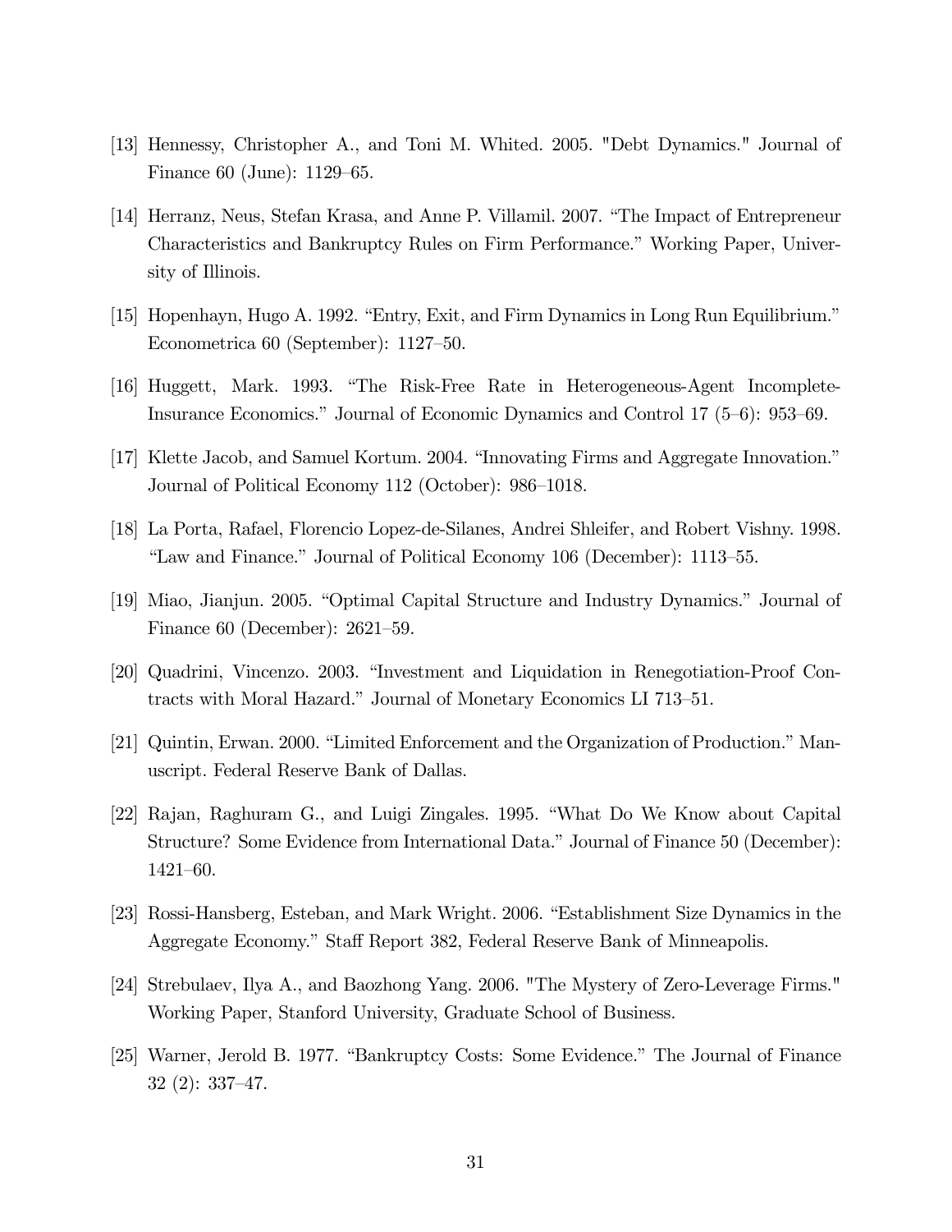[13] Hennessy, Christopher A., and Toni M. Whited. 2005. "Debt Dynamics." Journal of Finance 60 (June): 1129–65.

[14] Herranz, Neus, Stefan Krasa, and Anne P. Villamil. 2007. "The Impact of Entrepreneur Characteristics and Bankruptcy Rules on Firm Performance." Working Paper, University of Illinois.

[15] Hopenhayn, Hugo A. 1992. "Entry, Exit, and Firm Dynamics in Long Run Equilibrium." Econometrica 60 (September): 1127–50.

[16] Huggett, Mark. 1993. "The Risk-Free Rate in Heterogeneous-Agent Incomplete-Insurance Economics." Journal of Economic Dynamics and Control 17 (5–6): 953–69.

[17] Klette Jacob, and Samuel Kortum. 2004. "Innovating Firms and Aggregate Innovation." Journal of Political Economy 112 (October): 986–1018.

[18] La Porta, Rafael, Florencio Lopez-de-Silanes, Andrei Shleifer, and Robert Vishny. 1998. "Law and Finance." Journal of Political Economy 106 (December): 1113–55.

[19] Miao, Jianjun. 2005. "Optimal Capital Structure and Industry Dynamics." Journal of Finance 60 (December): 2621–59.

[20] Quadrini, Vincenzo. 2003. "Investment and Liquidation in Renegotiation-Proof Contracts with Moral Hazard." Journal of Monetary Economics LI 713–51.

[21] Quintin, Erwan. 2000. "Limited Enforcement and the Organization of Production." Manuscript. Federal Reserve Bank of Dallas.

[22] Rajan, Raghuram G., and Luigi Zingales. 1995. "What Do We Know about Capital Structure? Some Evidence from International Data." Journal of Finance 50 (December): 1421–60.

[23] Rossi-Hansberg, Esteban, and Mark Wright. 2006. "Establishment Size Dynamics in the Aggregate Economy." Staff Report 382, Federal Reserve Bank of Minneapolis.

[24] Strebulaev, Ilya A., and Baozhong Yang. 2006. "The Mystery of Zero-Leverage Firms." Working Paper, Stanford University, Graduate School of Business.

[25] Warner, Jerold B. 1977. "Bankruptcy Costs: Some Evidence." The Journal of Finance 32 (2): 337–47.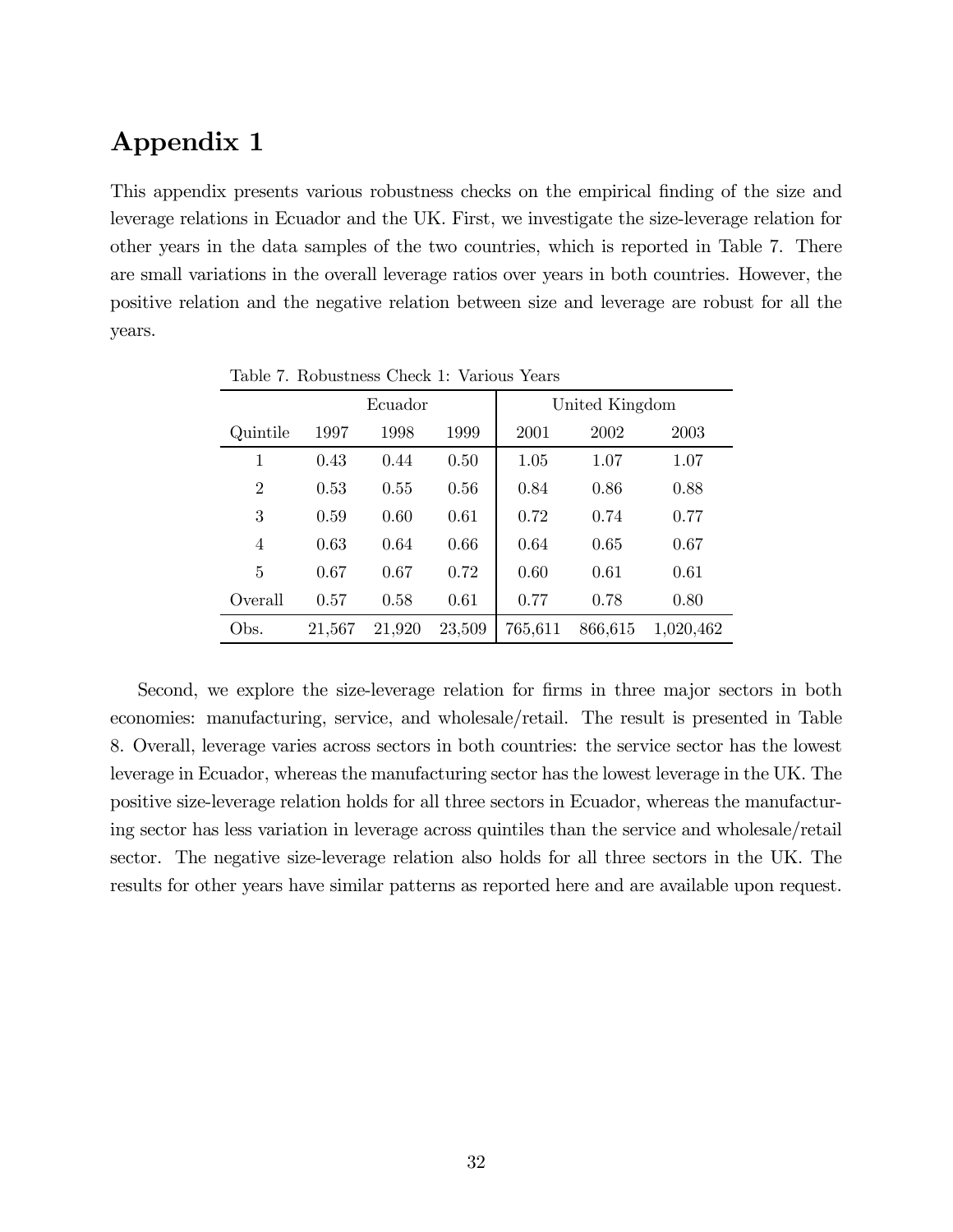# Appendix 1

This appendix presents various robustness checks on the empirical finding of the size and leverage relations in Ecuador and the UK. First, we investigate the size-leverage relation for other years in the data samples of the two countries, which is reported in Table 7. There are small variations in the overall leverage ratios over years in both countries. However, the positive relation and the negative relation between size and leverage are robust for all the years.

Table 7. Robustness Check 1: Various Years

| | Ecuador | | | United Kingdom | | |
|---|---|---|---|---|---|---|
| Quintile | 1997 | 1998 | 1999 | 2001 | 2002 | 2003 |
| 1 | 0.43 | 0.44 | 0.50 | 1.05 | 1.07 | 1.07 |
| 2 | 0.53 | 0.55 | 0.56 | 0.84 | 0.86 | 0.88 |
| 3 | 0.59 | 0.60 | 0.61 | 0.72 | 0.74 | 0.77 |
| 4 | 0.63 | 0.64 | 0.66 | 0.64 | 0.65 | 0.67 |
| 5 | 0.67 | 0.67 | 0.72 | 0.60 | 0.61 | 0.61 |
| Overall | 0.57 | 0.58 | 0.61 | 0.77 | 0.78 | 0.80 |
| Obs. | 21,567 | 21,920 | 23,509 | 765,611 | 866,615 | 1,020,462 |

Second, we explore the size-leverage relation for firms in three major sectors in both economies: manufacturing, service, and wholesale/retail. The result is presented in Table 8. Overall, leverage varies across sectors in both countries: the service sector has the lowest leverage in Ecuador, whereas the manufacturing sector has the lowest leverage in the UK. The positive size-leverage relation holds for all three sectors in Ecuador, whereas the manufacturing sector has less variation in leverage across quintiles than the service and wholesale/retail sector. The negative size-leverage relation also holds for all three sectors in the UK. The results for other years have similar patterns as reported here and are available upon request.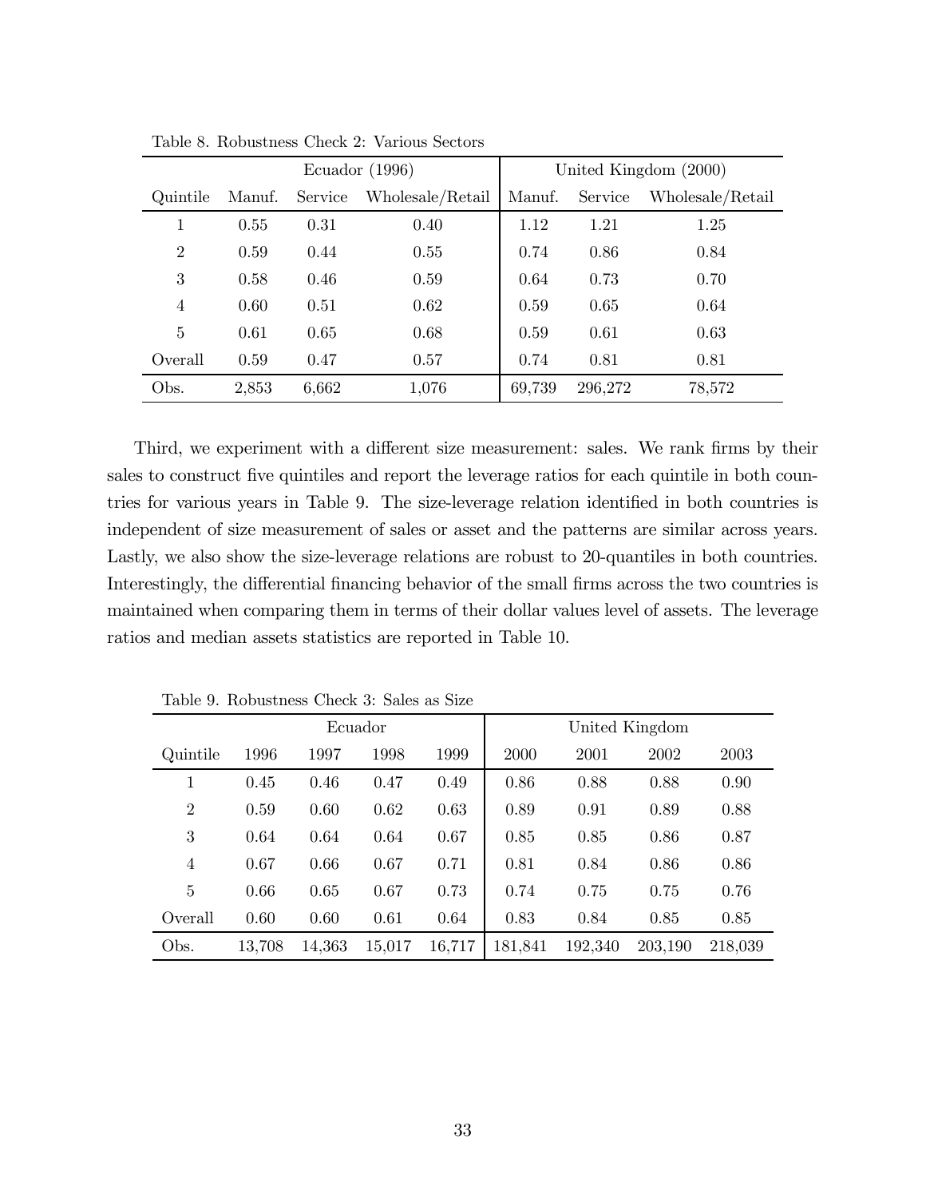Table 8. Robustness Check 2: Various Sectors

| | Ecuador (1996) | | | United Kingdom (2000) | | |
|---|---|---|---|---|---|---|
| Quintile | Manuf. | Service | Wholesale/Retail | Manuf. | Service | Wholesale/Retail |
| 1 | 0.55 | 0.31 | 0.40 | 1.12 | 1.21 | 1.25 |
| 2 | 0.59 | 0.44 | 0.55 | 0.74 | 0.86 | 0.84 |
| 3 | 0.58 | 0.46 | 0.59 | 0.64 | 0.73 | 0.70 |
| 4 | 0.60 | 0.51 | 0.62 | 0.59 | 0.65 | 0.64 |
| 5 | 0.61 | 0.65 | 0.68 | 0.59 | 0.61 | 0.63 |
| Overall | 0.59 | 0.47 | 0.57 | 0.74 | 0.81 | 0.81 |
| Obs. | 2,853 | 6,662 | 1,076 | 69,739 | 296,272 | 78,572 |

Third, we experiment with a different size measurement: sales. We rank firms by their sales to construct five quintiles and report the leverage ratios for each quintile in both countries for various years in Table 9. The size-leverage relation identified in both countries is independent of size measurement of sales or asset and the patterns are similar across years. Lastly, we also show the size-leverage relations are robust to 20-quantiles in both countries. Interestingly, the differential financing behavior of the small firms across the two countries is maintained when comparing them in terms of their dollar values level of assets. The leverage ratios and median assets statistics are reported in Table 10.

Table 9. Robustness Check 3: Sales as Size

| | Ecuador | | | | United Kingdom | | | |
|---|---|---|---|---|---|---|---|---|
| Quintile | 1996 | 1997 | 1998 | 1999 | 2000 | 2001 | 2002 | 2003 |
| 1 | 0.45 | 0.46 | 0.47 | 0.49 | 0.86 | 0.88 | 0.88 | 0.90 |
| 2 | 0.59 | 0.60 | 0.62 | 0.63 | 0.89 | 0.91 | 0.89 | 0.88 |
| 3 | 0.64 | 0.64 | 0.64 | 0.67 | 0.85 | 0.85 | 0.86 | 0.87 |
| 4 | 0.67 | 0.66 | 0.67 | 0.71 | 0.81 | 0.84 | 0.86 | 0.86 |
| 5 | 0.66 | 0.65 | 0.67 | 0.73 | 0.74 | 0.75 | 0.75 | 0.76 |
| Overall | 0.60 | 0.60 | 0.61 | 0.64 | 0.83 | 0.84 | 0.85 | 0.85 |
| Obs. | 13,708 | 14,363 | 15,017 | 16,717 | 181,841 | 192,340 | 203,190 | 218,039 |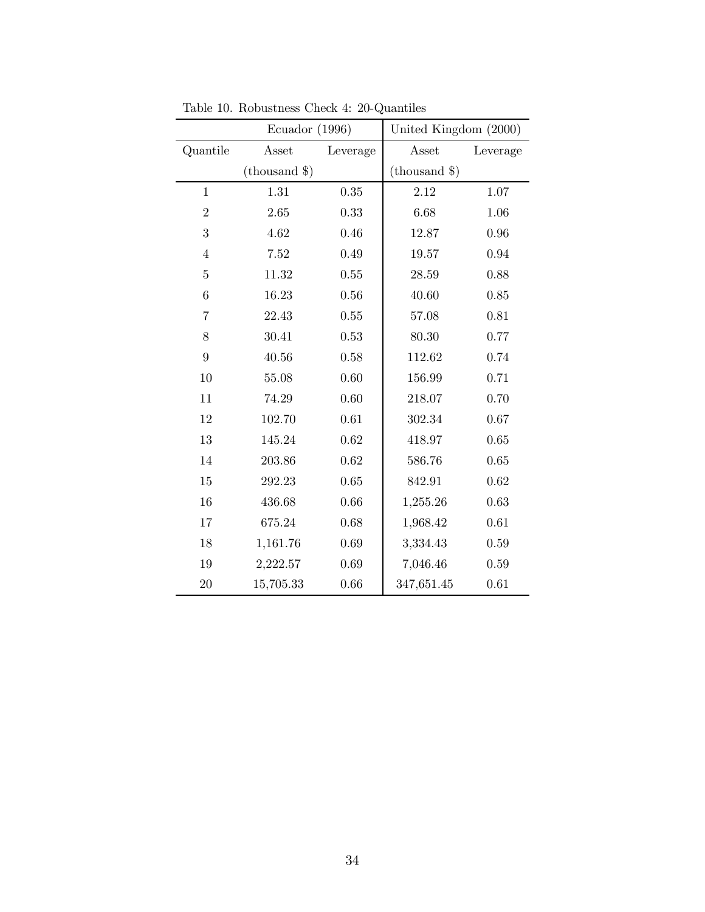Table 10. Robustness Check 4: 20-Quantiles

| | Ecuador (1996) | | United Kingdom (2000) | |
|---|---|---|---|---|
| Quantile | Asset (thousand $) | Leverage | Asset (thousand $) | Leverage |
| 1 | 1.31 | 0.35 | 2.12 | 1.07 |
| 2 | 2.65 | 0.33 | 6.68 | 1.06 |
| 3 | 4.62 | 0.46 | 12.87 | 0.96 |
| 4 | 7.52 | 0.49 | 19.57 | 0.94 |
| 5 | 11.32 | 0.55 | 28.59 | 0.88 |
| 6 | 16.23 | 0.56 | 40.60 | 0.85 |
| 7 | 22.43 | 0.55 | 57.08 | 0.81 |
| 8 | 30.41 | 0.53 | 80.30 | 0.77 |
| 9 | 40.56 | 0.58 | 112.62 | 0.74 |
| 10 | 55.08 | 0.60 | 156.99 | 0.71 |
| 11 | 74.29 | 0.60 | 218.07 | 0.70 |
| 12 | 102.70 | 0.61 | 302.34 | 0.67 |
| 13 | 145.24 | 0.62 | 418.97 | 0.65 |
| 14 | 203.86 | 0.62 | 586.76 | 0.65 |
| 15 | 292.23 | 0.65 | 842.91 | 0.62 |
| 16 | 436.68 | 0.66 | 1,255.26 | 0.63 |
| 17 | 675.24 | 0.68 | 1,968.42 | 0.61 |
| 18 | 1,161.76 | 0.69 | 3,334.43 | 0.59 |
| 19 | 2,222.57 | 0.69 | 7,046.46 | 0.59 |
| 20 | 15,705.33 | 0.66 | 347,651.45 | 0.61 |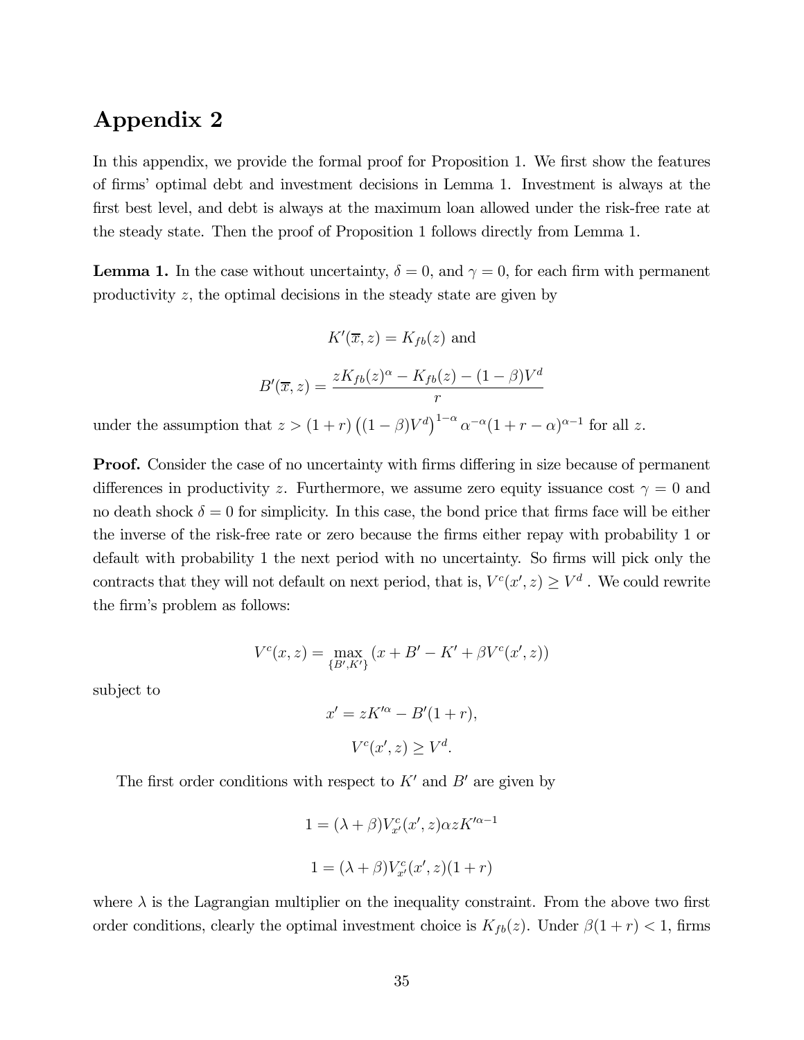# Appendix 2

In this appendix, we provide the formal proof for Proposition 1. We first show the features of firms' optimal debt and investment decisions in Lemma 1. Investment is always at the first best level, and debt is always at the maximum loan allowed under the risk-free rate at the steady state. Then the proof of Proposition 1 follows directly from Lemma 1.

**Lemma 1.** In the case without uncertainty, $\delta = 0$, and $\gamma = 0$, for each firm with permanent productivity $z$, the optimal decisions in the steady state are given by

$$K'(\overline{x}, z) = K_{fb}(z) \text{ and}$$

$$B'(\overline{x}, z) = \frac{zK_{fb}(z)^{\alpha} - K_{fb}(z) - (1-\beta)V^d}{r}$$

under the assumption that $z > (1+r)\left((1-\beta)V^d\right)^{1-\alpha} \alpha^{-\alpha}(1+r-\alpha)^{\alpha-1}$ for all $z$.

**Proof.** Consider the case of no uncertainty with firms differing in size because of permanent differences in productivity $z$. Furthermore, we assume zero equity issuance cost $\gamma = 0$ and no death shock $\delta = 0$ for simplicity. In this case, the bond price that firms face will be either the inverse of the risk-free rate or zero because the firms either repay with probability 1 or default with probability 1 the next period with no uncertainty. So firms will pick only the contracts that they will not default on next period, that is, $V^c(x', z) \geq V^d$ . We could rewrite the firm's problem as follows:

$$V^c(x, z) = \max_{\{B', K'\}} \left(x + B' - K' + \beta V^c(x', z)\right)$$

subject to

$$x' = zK'^{\alpha} - B'(1+r),$$

$$V^c(x', z) \geq V^d.$$

The first order conditions with respect to $K'$ and $B'$ are given by

$$1 = (\lambda + \beta)V^c_{x'}(x', z)\alpha z K'^{\alpha-1}$$

$$1 = (\lambda + \beta)V^c_{x'}(x', z)(1+r)$$

where $\lambda$ is the Lagrangian multiplier on the inequality constraint. From the above two first order conditions, clearly the optimal investment choice is $K_{fb}(z)$. Under $\beta(1+r) < 1$, firms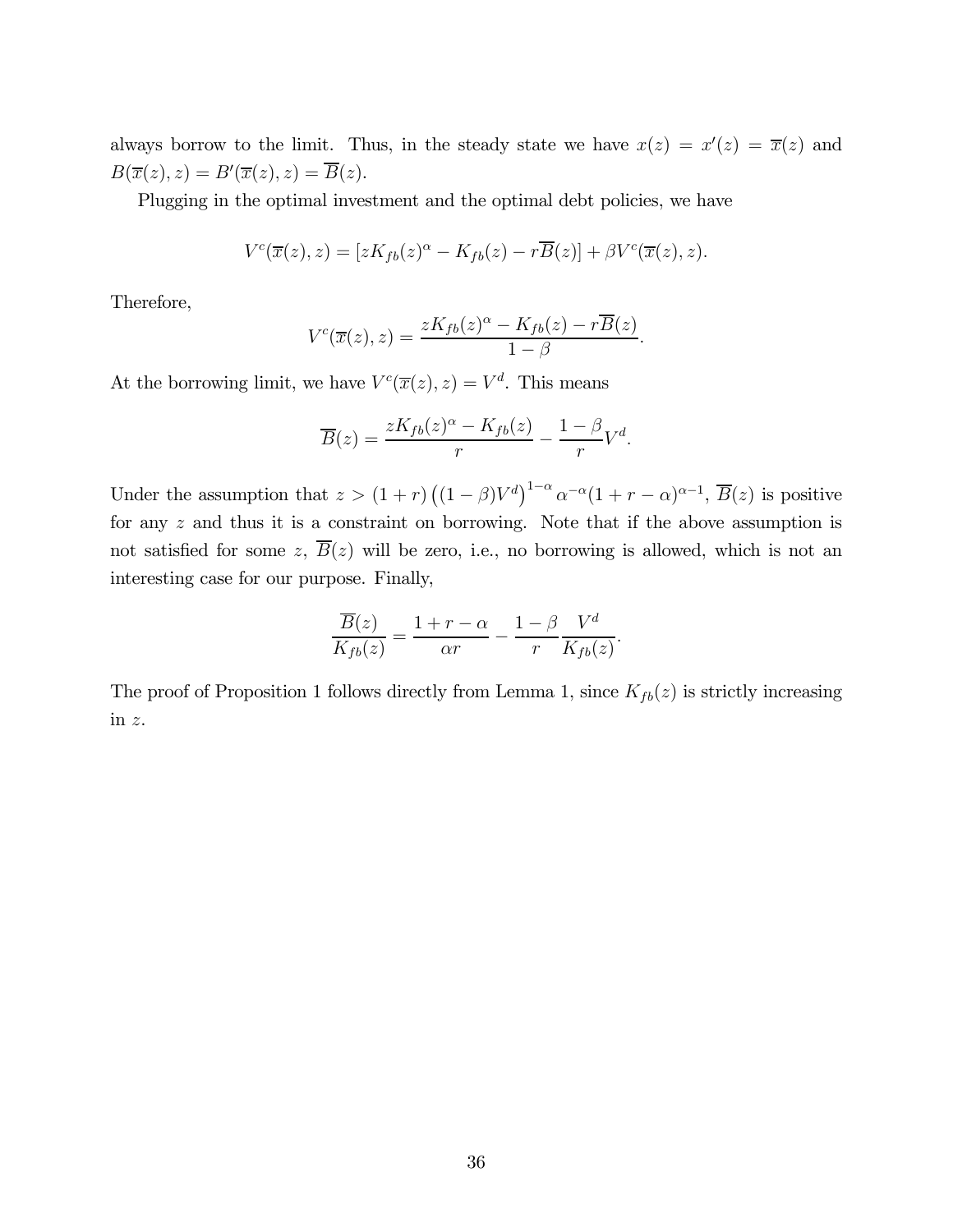always borrow to the limit. Thus, in the steady state we have $x(z) = x'(z) = \overline{x}(z)$ and $B(\overline{x}(z), z) = B'(\overline{x}(z), z) = \overline{B}(z)$.

Plugging in the optimal investment and the optimal debt policies, we have

$$V^c(\overline{x}(z), z) = [zK_{fb}(z)^\alpha - K_{fb}(z) - r\overline{B}(z)] + \beta V^c(\overline{x}(z), z).$$

Therefore,

$$V^c(\overline{x}(z), z) = \frac{zK_{fb}(z)^\alpha - K_{fb}(z) - r\overline{B}(z)}{1-\beta}.$$

At the borrowing limit, we have $V^c(\overline{x}(z), z) = V^d$. This means

$$\overline{B}(z) = \frac{zK_{fb}(z)^\alpha - K_{fb}(z)}{r} - \frac{1-\beta}{r}V^d.$$

Under the assumption that $z > (1+r)\left((1-\beta)V^d\right)^{1-\alpha}\alpha^{-\alpha}(1+r-\alpha)^{\alpha-1}$, $\overline{B}(z)$ is positive for any $z$ and thus it is a constraint on borrowing. Note that if the above assumption is not satisfied for some $z$, $\overline{B}(z)$ will be zero, i.e., no borrowing is allowed, which is not an interesting case for our purpose. Finally,

$$\frac{\overline{B}(z)}{K_{fb}(z)} = \frac{1+r-\alpha}{\alpha r} - \frac{1-\beta}{r}\frac{V^d}{K_{fb}(z)}.$$

The proof of Proposition 1 follows directly from Lemma 1, since $K_{fb}(z)$ is strictly increasing in $z$.